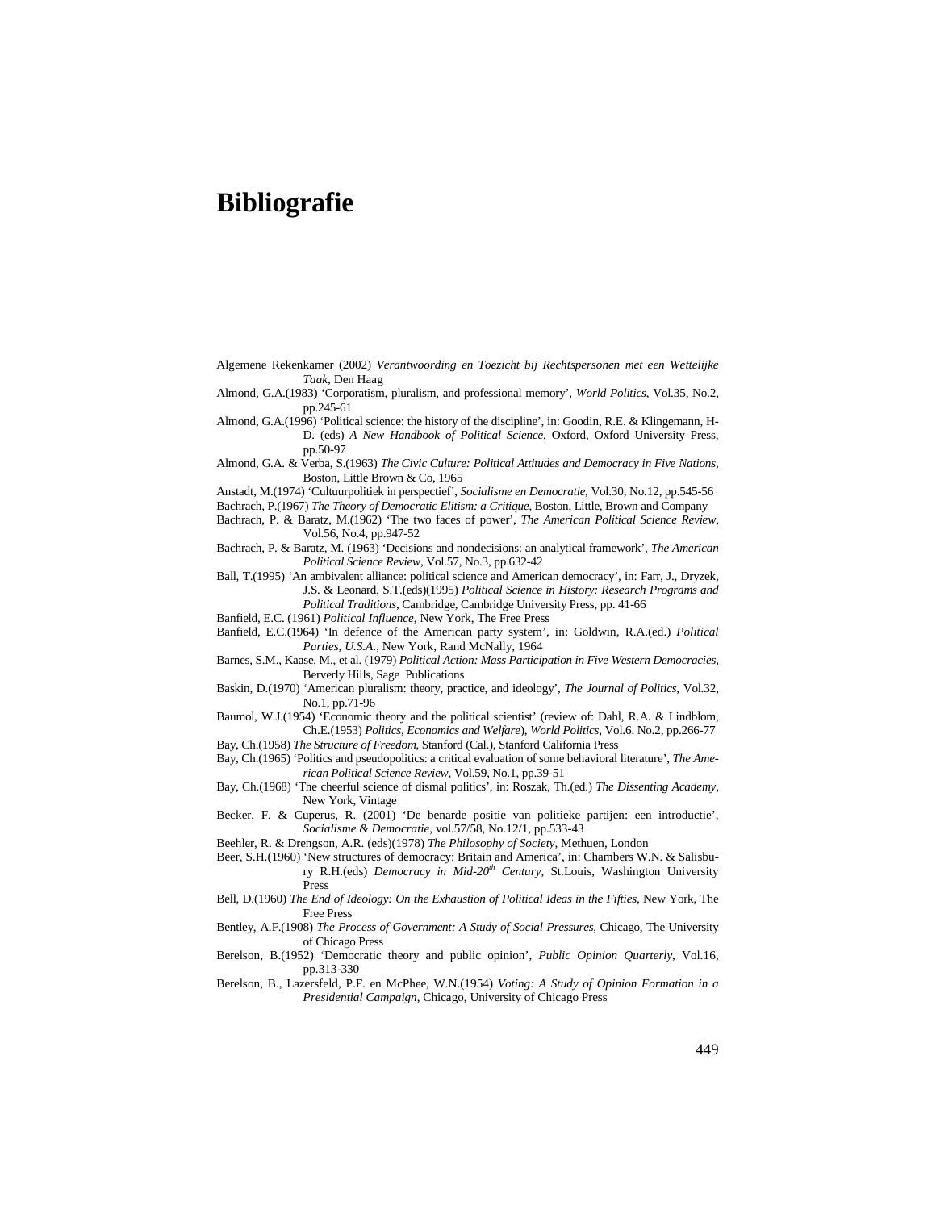# Bibliografie

Algemene Rekenkamer (2002) *Verantwoording en Toezicht bij Rechtspersonen met een Wettelijke Taak*, Den Haag

Almond, G.A.(1983) 'Corporatism, pluralism, and professional memory', *World Politics*, Vol.35, No.2, pp.245-61

Almond, G.A.(1996) 'Political science: the history of the discipline', in: Goodin, R.E. & Klingemann, H-D. (eds) *A New Handbook of Political Science*, Oxford, Oxford University Press, pp.50-97

Almond, G.A. & Verba, S.(1963) *The Civic Culture: Political Attitudes and Democracy in Five Nations*, Boston, Little Brown & Co, 1965

Anstadt, M.(1974) 'Cultuurpolitiek in perspectief', *Socialisme en Democratie*, Vol.30, No.12, pp.545-56

Bachrach, P.(1967) *The Theory of Democratic Elitism: a Critique*, Boston, Little, Brown and Company

Bachrach, P. & Baratz, M.(1962) 'The two faces of power', *The American Political Science Review*, Vol.56, No.4, pp.947-52

Bachrach, P. & Baratz, M. (1963) 'Decisions and nondecisions: an analytical framework', *The American Political Science Review*, Vol.57, No.3, pp.632-42

Ball, T.(1995) 'An ambivalent alliance: political science and American democracy', in: Farr, J., Dryzek, J.S. & Leonard, S.T.(eds)(1995) *Political Science in History: Research Programs and Political Traditions*, Cambridge, Cambridge University Press, pp. 41-66

Banfield, E.C. (1961) *Political Influence*, New York, The Free Press

Banfield, E.C.(1964) 'In defence of the American party system', in: Goldwin, R.A.(ed.) *Political Parties, U.S.A.*, New York, Rand McNally, 1964

Barnes, S.M., Kaase, M., et al. (1979) *Political Action: Mass Participation in Five Western Democracies*, Berverly Hills, Sage Publications

Baskin, D.(1970) 'American pluralism: theory, practice, and ideology', *The Journal of Politics*, Vol.32, No.1, pp.71-96

Baumol, W.J.(1954) 'Economic theory and the political scientist' (review of: Dahl, R.A. & Lindblom, Ch.E.(1953) *Politics, Economics and Welfare*), *World Politics*, Vol.6. No.2, pp.266-77

Bay, Ch.(1958) *The Structure of Freedom*, Stanford (Cal.), Stanford California Press

Bay, Ch.(1965) 'Politics and pseudopolitics: a critical evaluation of some behavioral literature', *The American Political Science Review*, Vol.59, No.1, pp.39-51

Bay, Ch.(1968) 'The cheerful science of dismal politics', in: Roszak, Th.(ed.) *The Dissenting Academy*, New York, Vintage

Becker, F. & Cuperus, R. (2001) 'De benarde positie van politieke partijen: een introductie', *Socialisme & Democratie*, vol.57/58, No.12/1, pp.533-43

Beehler, R. & Drengson, A.R. (eds)(1978) *The Philosophy of Society*, Methuen, London

Beer, S.H.(1960) 'New structures of democracy: Britain and America', in: Chambers W.N. & Salisbury R.H.(eds) *Democracy in Mid-20th Century*, St.Louis, Washington University Press

Bell, D.(1960) *The End of Ideology: On the Exhaustion of Political Ideas in the Fifties*, New York, The Free Press

Bentley, A.F.(1908) *The Process of Government: A Study of Social Pressures*, Chicago, The University of Chicago Press

Berelson, B.(1952) 'Democratic theory and public opinion', *Public Opinion Quarterly*, Vol.16, pp.313-330

Berelson, B., Lazersfeld, P.F. en McPhee, W.N.(1954) *Voting: A Study of Opinion Formation in a Presidential Campaign*, Chicago, University of Chicago Press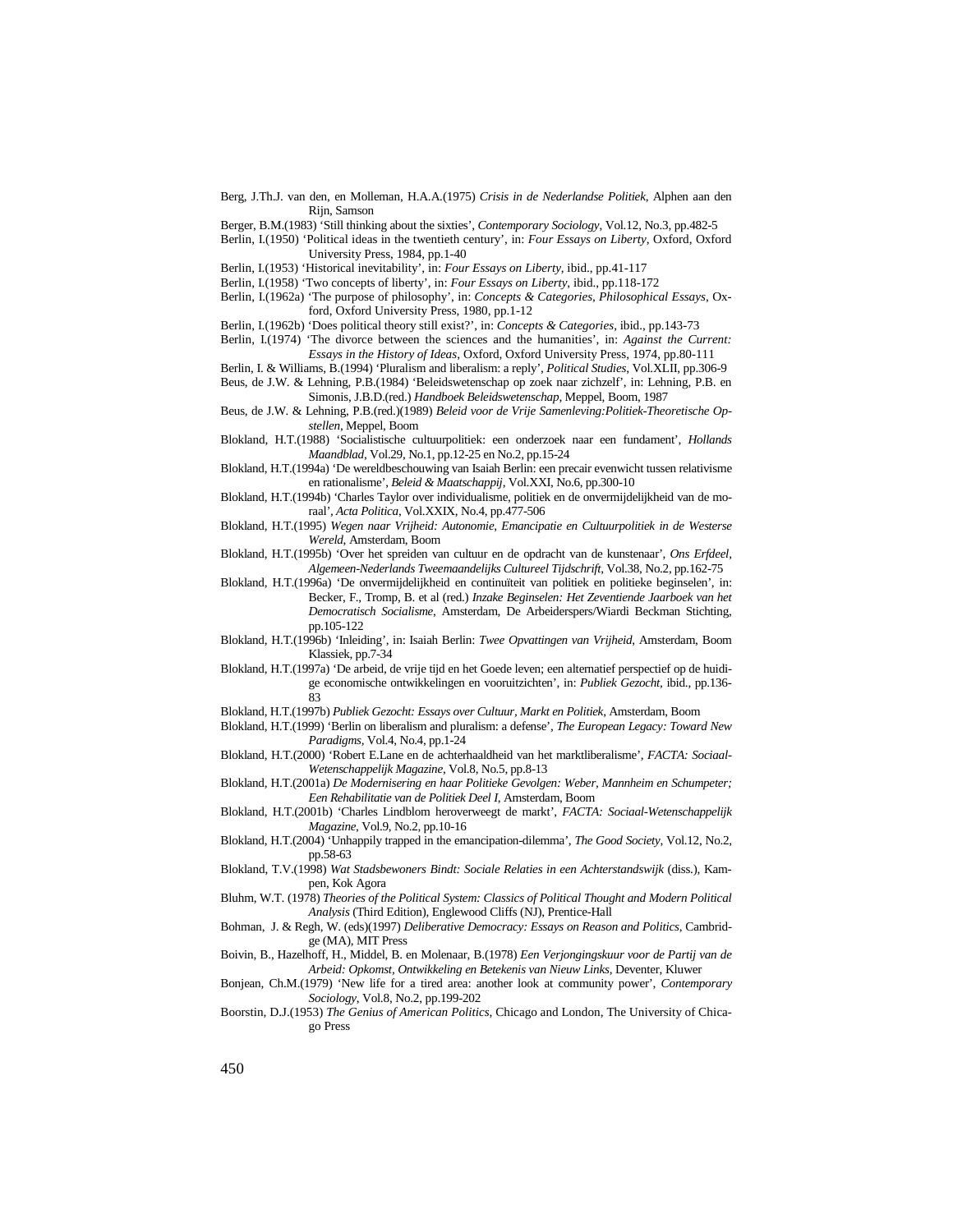Berg, J.Th.J. van den, en Molleman, H.A.A.(1975) *Crisis in de Nederlandse Politiek*, Alphen aan den Rijn, Samson

Berger, B.M.(1983) 'Still thinking about the sixties', *Contemporary Sociology*, Vol.12, No.3, pp.482-5

Berlin, I.(1950) 'Political ideas in the twentieth century', in: *Four Essays on Liberty*, Oxford, Oxford University Press, 1984, pp.1-40

Berlin, I.(1953) 'Historical inevitability', in: *Four Essays on Liberty*, ibid., pp.41-117

Berlin, I.(1958) 'Two concepts of liberty', in: *Four Essays on Liberty*, ibid., pp.118-172

Berlin, I.(1962a) 'The purpose of philosophy', in: *Concepts & Categories, Philosophical Essays*, Oxford, Oxford University Press, 1980, pp.1-12

Berlin, I.(1962b) 'Does political theory still exist?', in: *Concepts & Categories*, ibid., pp.143-73

Berlin, I.(1974) 'The divorce between the sciences and the humanities', in: *Against the Current: Essays in the History of Ideas*, Oxford, Oxford University Press, 1974, pp.80-111

Berlin, I. & Williams, B.(1994) 'Pluralism and liberalism: a reply', *Political Studies*, Vol.XLII, pp.306-9

Beus, de J.W. & Lehning, P.B.(1984) 'Beleidswetenschap op zoek naar zichzelf', in: Lehning, P.B. en Simonis, J.B.D.(red.) *Handboek Beleidswetenschap*, Meppel, Boom, 1987

Beus, de J.W. & Lehning, P.B.(red.)(1989) *Beleid voor de Vrije Samenleving:Politiek-Theoretische Opstellen*, Meppel, Boom

Blokland, H.T.(1988) 'Socialistische cultuurpolitiek: een onderzoek naar een fundament', *Hollands Maandblad*, Vol.29, No.1, pp.12-25 en No.2, pp.15-24

Blokland, H.T.(1994a) 'De wereldbeschouwing van Isaiah Berlin: een precair evenwicht tussen relativisme en rationalisme', *Beleid & Maatschappij*, Vol.XXI, No.6, pp.300-10

Blokland, H.T.(1994b) 'Charles Taylor over individualisme, politiek en de onvermijdelijkheid van de moraal', *Acta Politica*, Vol.XXIX, No.4, pp.477-506

Blokland, H.T.(1995) *Wegen naar Vrijheid: Autonomie, Emancipatie en Cultuurpolitiek in de Westerse Wereld*, Amsterdam, Boom

Blokland, H.T.(1995b) 'Over het spreiden van cultuur en de opdracht van de kunstenaar', *Ons Erfdeel, Algemeen-Nederlands Tweemaandelijks Cultureel Tijdschrift*, Vol.38, No.2, pp.162-75

Blokland, H.T.(1996a) 'De onvermijdelijkheid en continuïteit van politiek en politieke beginselen', in: Becker, F., Tromp, B. et al (red.) *Inzake Beginselen: Het Zeventiende Jaarboek van het Democratisch Socialisme*, Amsterdam, De Arbeiderspers/Wiardi Beckman Stichting, pp.105-122

Blokland, H.T.(1996b) 'Inleiding', in: Isaiah Berlin: *Twee Opvattingen van Vrijheid*, Amsterdam, Boom Klassiek, pp.7-34

Blokland, H.T.(1997a) 'De arbeid, de vrije tijd en het Goede leven; een alternatief perspectief op de huidige economische ontwikkelingen en vooruitzichten', in: *Publiek Gezocht*, ibid., pp.136-83

Blokland, H.T.(1997b) *Publiek Gezocht: Essays over Cultuur, Markt en Politiek*, Amsterdam, Boom

Blokland, H.T.(1999) 'Berlin on liberalism and pluralism: a defense', *The European Legacy: Toward New Paradigms*, Vol.4, No.4, pp.1-24

Blokland, H.T.(2000) 'Robert E.Lane en de achterhaaldheid van het marktliberalisme', *FACTA: Sociaal-Wetenschappelijk Magazine*, Vol.8, No.5, pp.8-13

Blokland, H.T.(2001a) *De Modernisering en haar Politieke Gevolgen: Weber, Mannheim en Schumpeter; Een Rehabilitatie van de Politiek Deel I*, Amsterdam, Boom

Blokland, H.T.(2001b) 'Charles Lindblom heroverweegt de markt', *FACTA: Sociaal-Wetenschappelijk Magazine*, Vol.9, No.2, pp.10-16

Blokland, H.T.(2004) 'Unhappily trapped in the emancipation-dilemma', *The Good Society*, Vol.12, No.2, pp.58-63

Blokland, T.V.(1998) *Wat Stadsbewoners Bindt: Sociale Relaties in een Achterstandswijk* (diss.), Kampen, Kok Agora

Bluhm, W.T. (1978) *Theories of the Political System: Classics of Political Thought and Modern Political Analysis* (Third Edition), Englewood Cliffs (NJ), Prentice-Hall

Bohman, J. & Regh, W. (eds)(1997) *Deliberative Democracy: Essays on Reason and Politics*, Cambridge (MA), MIT Press

Boivin, B., Hazelhoff, H., Middel, B. en Molenaar, B.(1978) *Een Verjongingskuur voor de Partij van de Arbeid: Opkomst, Ontwikkeling en Betekenis van Nieuw Links*, Deventer, Kluwer

Bonjean, Ch.M.(1979) 'New life for a tired area: another look at community power', *Contemporary Sociology*, Vol.8, No.2, pp.199-202

Boorstin, D.J.(1953) *The Genius of American Politics*, Chicago and London, The University of Chicago Press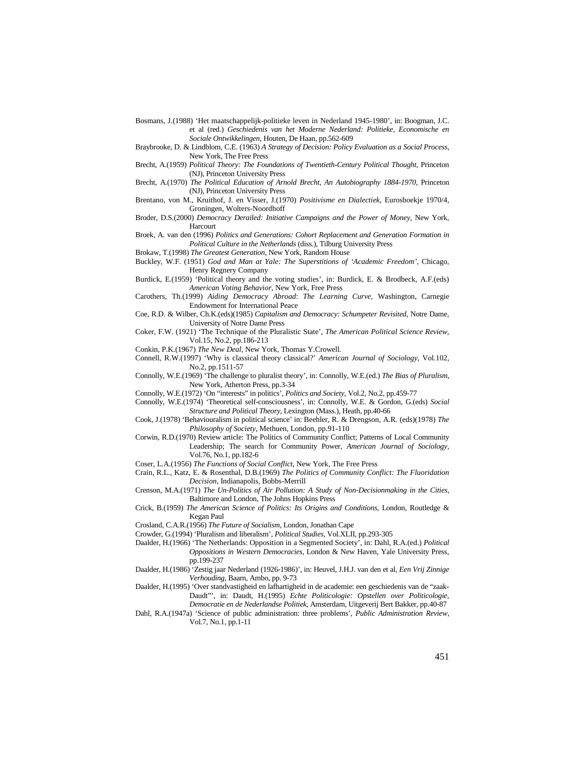Bosmans, J.(1988) 'Het maatschappelijk-politieke leven in Nederland 1945-1980', in: Boogman, J.C. et al (red.) *Geschiedenis van het Moderne Nederland: Politieke, Economische en Sociale Ontwikkelingen*, Houten, De Haan, pp.562-609

Braybrooke, D. & Lindblom, C.E. (1963) *A Strategy of Decision: Policy Evaluation as a Social Process*, New York, The Free Press

Brecht, A.(1959) *Political Theory: The Foundations of Twentieth-Century Political Thought*, Princeton (NJ), Princeton University Press

Brecht, A.(1970) *The Political Education of Arnold Brecht, An Autobiography 1884-1970*, Princeton (NJ), Princeton University Press

Brentano, von M., Kruithof, J. en Visser, J.(1970) *Positivisme en Dialectiek*, Eurosboekje 1970/4, Groningen, Wolters-Noordhoff

Broder, D.S.(2000) *Democracy Derailed: Initiative Campaigns and the Power of Money*, New York, Harcourt

Broek, A. van den (1996) *Politics and Generations: Cohort Replacement and Generation Formation in Political Culture in the Netherlands* (diss.), Tilburg University Press

Brokaw, T.(1998) *The Greatest Generation*, New York, Random House

Buckley, W.F. (1951) *God and Man at Yale: The Superstitions of 'Academic Freedom'*, Chicago, Henry Regnery Company

Burdick, E.(1959) 'Political theory and the voting studies', in: Burdick, E. & Brodbeck, A.F.(eds) *American Voting Behavior*, New York, Free Press

Carothers, Th.(1999) *Aiding Democracy Abroad*: *The Learning Curve*, Washington, Carnegie Endowment for International Peace

Coe, R.D. & Wilber, Ch.K.(eds)(1985) *Capitalism and Democracy: Schumpeter Revisited*, Notre Dame, University of Notre Dame Press

Coker, F.W. (1921) 'The Technique of the Pluralistic State', *The American Political Science Review*, Vol.15, No.2, pp.186-213

Conkin, P.K.(1967) *The New Deal*, New York, Thomas Y.Crowell.

Connell, R.W.(1997) 'Why is classical theory classical?' *American Journal of Sociology*, Vol.102, No.2, pp.1511-57

Connolly, W.E.(1969) 'The challenge to pluralist theory', in: Connolly, W.E.(ed.) *The Bias of Pluralism*, New York, Atherton Press, pp.3-34

Connolly, W.E.(1972) 'On "interests" in politics', *Politics and Society*, Vol.2, No.2, pp.459-77

Connolly, W.E.(1974) 'Theoretical self-consciousness', in: Connolly, W.E. & Gordon, G.(eds) *Social Structure and Political Theory*, Lexington (Mass.), Heath, pp.40-66

Cook, J.(1978) 'Behaviouralism in political science' in: Beehler, R. & Drengson, A.R. (eds)(1978) *The Philosophy of Society*, Methuen, London, pp.91-110

Corwin, R.D.(1970) Review article: The Politics of Community Conflict; Patterns of Local Community Leadership; The search for Community Power, *American Journal of Sociology*, Vol.76, No.1, pp.182-6

Coser, L.A.(1956) *The Functions of Social Conflict*, New York, The Free Press

Crain, R.L., Katz, E. & Rosenthal, D.B.(1969) *The Politics of Community Conflict: The Fluoridation Decision*, Indianapolis, Bobbs-Merrill

Crenson, M.A.(1971) *The Un-Politics of Air Pollution: A Study of Non-Decisionmaking in the Cities*, Baltimore and London, The Johns Hopkins Press

Crick, B.(1959) *The American Science of Politics: Its Origins and Conditions*, London, Routledge & Kegan Paul

Crosland, C.A.R.(1956) *The Future of Socialism*, London, Jonathan Cape

Crowder, G.(1994) 'Pluralism and liberalism', *Political Studies*, Vol.XLII, pp.293-305

Daalder, H.(1966) 'The Netherlands: Opposition in a Segmented Society', in: Dahl, R.A.(ed.) *Political Oppositions in Western Democracies*, London & New Haven, Yale University Press, pp.199-237

Daalder, H.(1986) 'Zestig jaar Nederland (1926-1986)', in: Heuvel, J.H.J. van den et al, *Een Vrij Zinnige Verhouding*, Baarn, Ambo, pp. 9-73

Daalder, H.(1995) 'Over standvastigheid en lafhartigheid in de academie: een geschiedenis van de "zaak-Daudt"', in: Daudt, H.(1995) *Echte Politicologie: Opstellen over Politicologie, Democratie en de Nederlandse Politiek*, Amsterdam, Uitgeverij Bert Bakker, pp.40-87

Dahl, R.A.(1947a) 'Science of public administration: three problems', *Public Administration Review*, Vol.7, No.1, pp.1-11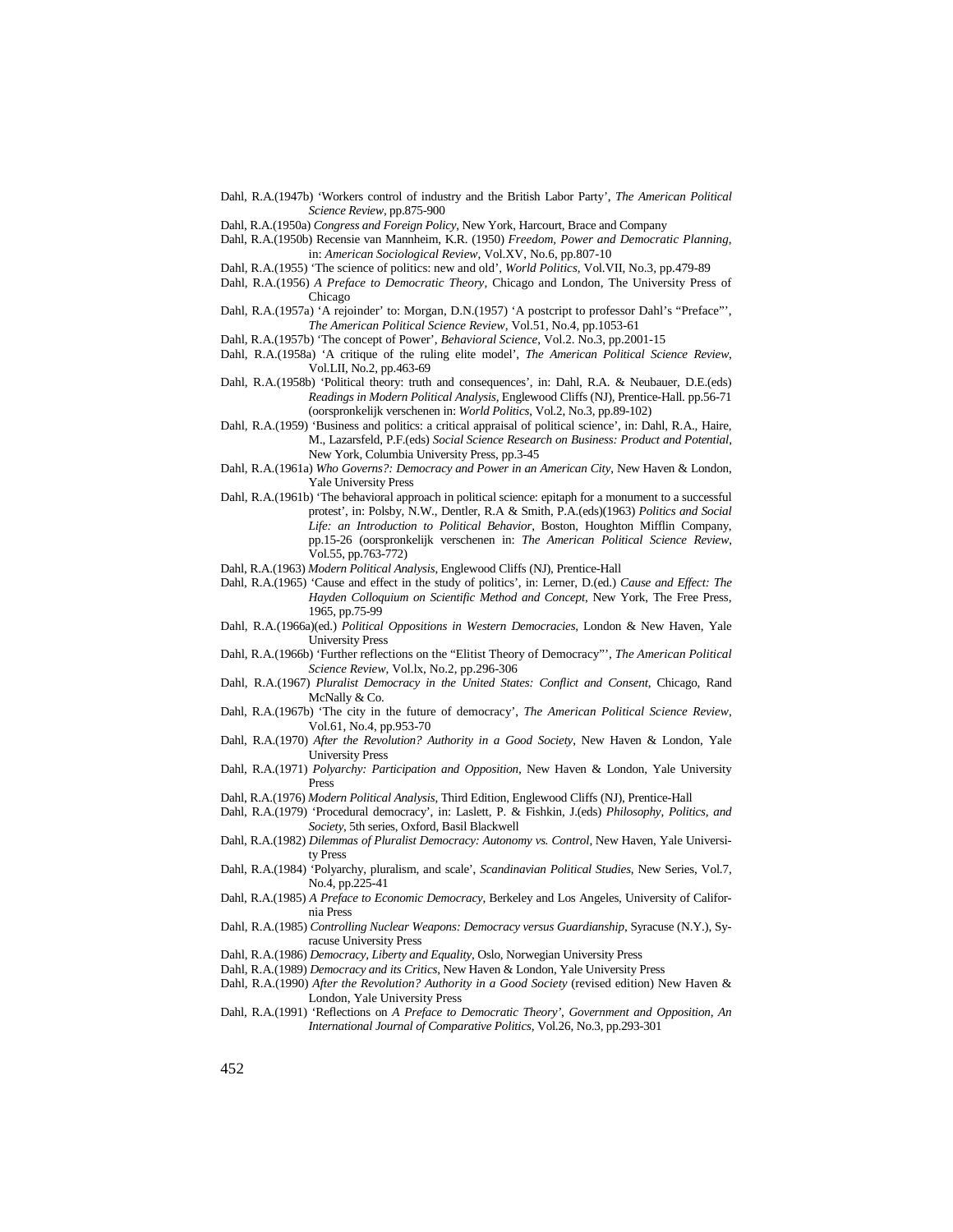Dahl, R.A.(1947b) 'Workers control of industry and the British Labor Party', *The American Political Science Review*, pp.875-900

Dahl, R.A.(1950a) *Congress and Foreign Policy*, New York, Harcourt, Brace and Company

Dahl, R.A.(1950b) Recensie van Mannheim, K.R. (1950) *Freedom, Power and Democratic Planning*, in: *American Sociological Review*, Vol.XV, No.6, pp.807-10

Dahl, R.A.(1955) 'The science of politics: new and old', *World Politics*, Vol.VII, No.3, pp.479-89

Dahl, R.A.(1956) *A Preface to Democratic Theory*, Chicago and London, The University Press of Chicago

Dahl, R.A.(1957a) 'A rejoinder' to: Morgan, D.N.(1957) 'A postcript to professor Dahl's "Preface"', *The American Political Science Review*, Vol.51, No.4, pp.1053-61

Dahl, R.A.(1957b) 'The concept of Power', *Behavioral Science*, Vol.2. No.3, pp.2001-15

Dahl, R.A.(1958a) 'A critique of the ruling elite model', *The American Political Science Review*, Vol.LII, No.2, pp.463-69

Dahl, R.A.(1958b) 'Political theory: truth and consequences', in: Dahl, R.A. & Neubauer, D.E.(eds) *Readings in Modern Political Analysis*, Englewood Cliffs (NJ), Prentice-Hall. pp.56-71 (oorspronkelijk verschenen in: *World Politics*, Vol.2, No.3, pp.89-102)

Dahl, R.A.(1959) 'Business and politics: a critical appraisal of political science', in: Dahl, R.A., Haire, M., Lazarsfeld, P.F.(eds) *Social Science Research on Business: Product and Potential*, New York, Columbia University Press, pp.3-45

Dahl, R.A.(1961a) *Who Governs?: Democracy and Power in an American City*, New Haven & London, Yale University Press

Dahl, R.A.(1961b) 'The behavioral approach in political science: epitaph for a monument to a successful protest', in: Polsby, N.W., Dentler, R.A & Smith, P.A.(eds)(1963) *Politics and Social Life: an Introduction to Political Behavior*, Boston, Houghton Mifflin Company, pp.15-26 (oorspronkelijk verschenen in: *The American Political Science Review*, Vol.55, pp.763-772)

Dahl, R.A.(1963) *Modern Political Analysis*, Englewood Cliffs (NJ), Prentice-Hall

Dahl, R.A.(1965) 'Cause and effect in the study of politics', in: Lerner, D.(ed.) *Cause and Effect: The Hayden Colloquium on Scientific Method and Concept*, New York, The Free Press, 1965, pp.75-99

Dahl, R.A.(1966a)(ed.) *Political Oppositions in Western Democracies*, London & New Haven, Yale University Press

Dahl, R.A.(1966b) 'Further reflections on the "Elitist Theory of Democracy"', *The American Political Science Review*, Vol.lx, No.2, pp.296-306

Dahl, R.A.(1967) *Pluralist Democracy in the United States: Conflict and Consent*, Chicago, Rand McNally & Co.

Dahl, R.A.(1967b) 'The city in the future of democracy', *The American Political Science Review*, Vol.61, No.4, pp.953-70

Dahl, R.A.(1970) *After the Revolution? Authority in a Good Society*, New Haven & London, Yale University Press

Dahl, R.A.(1971) *Polyarchy: Participation and Opposition*, New Haven & London, Yale University Press

Dahl, R.A.(1976) *Modern Political Analysis*, Third Edition, Englewood Cliffs (NJ), Prentice-Hall

Dahl, R.A.(1979) 'Procedural democracy', in: Laslett, P. & Fishkin, J.(eds) *Philosophy, Politics, and Society*, 5th series, Oxford, Basil Blackwell

Dahl, R.A.(1982) *Dilemmas of Pluralist Democracy: Autonomy vs. Control*, New Haven, Yale University Press

Dahl, R.A.(1984) 'Polyarchy, pluralism, and scale', *Scandinavian Political Studies*, New Series, Vol.7, No.4, pp.225-41

Dahl, R.A.(1985) *A Preface to Economic Democracy*, Berkeley and Los Angeles, University of California Press

Dahl, R.A.(1985) *Controlling Nuclear Weapons: Democracy versus Guardianship*, Syracuse (N.Y.), Syracuse University Press

Dahl, R.A.(1986) *Democracy, Liberty and Equality*, Oslo, Norwegian University Press

Dahl, R.A.(1989) *Democracy and its Critics*, New Haven & London, Yale University Press

Dahl, R.A.(1990) *After the Revolution? Authority in a Good Society* (revised edition) New Haven & London, Yale University Press

Dahl, R.A.(1991) 'Reflections on *A Preface to Democratic Theory*', *Government and Opposition, An International Journal of Comparative Politics*, Vol.26, No.3, pp.293-301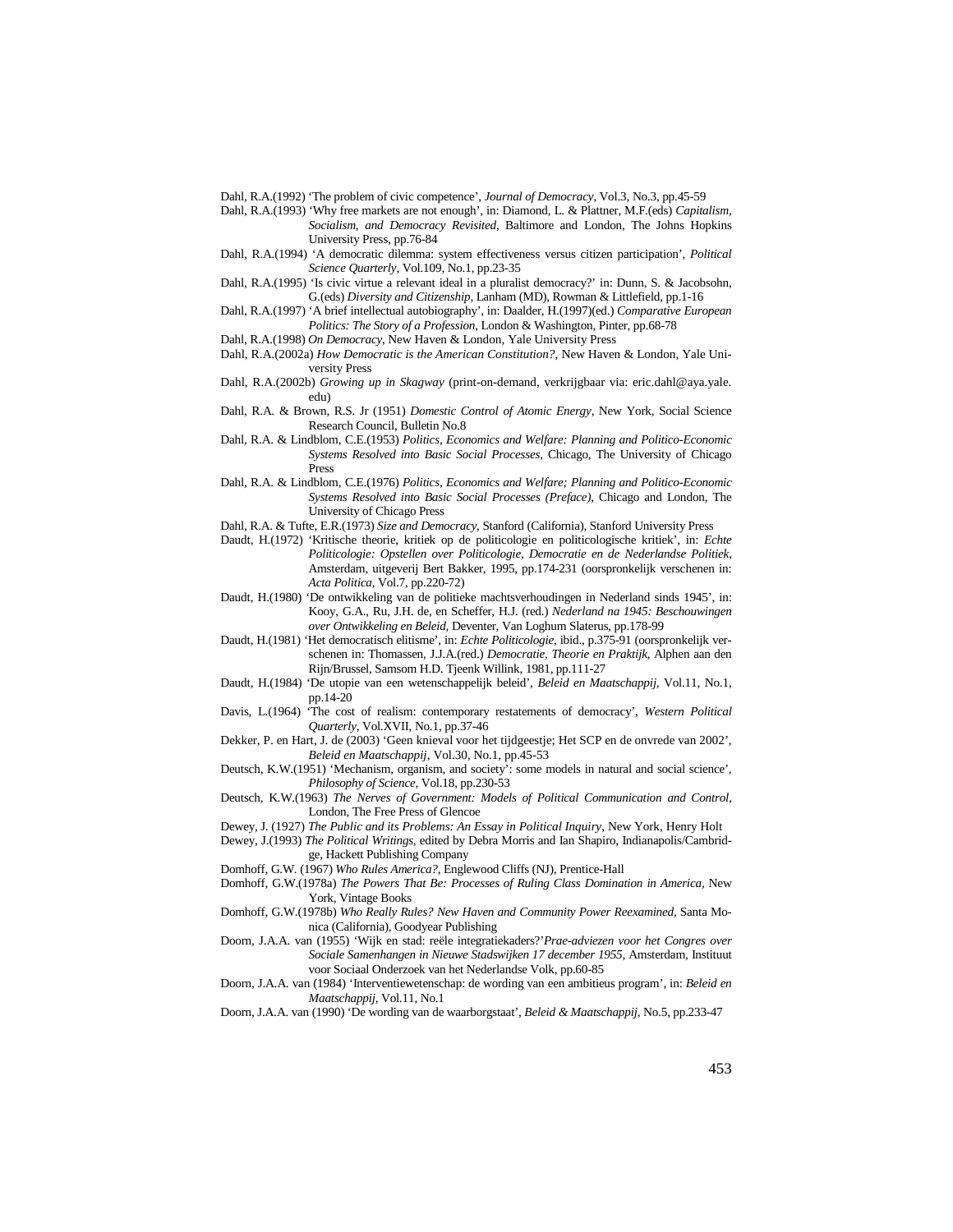Dahl, R.A.(1992) 'The problem of civic competence', *Journal of Democracy*, Vol.3, No.3, pp.45-59

Dahl, R.A.(1993) 'Why free markets are not enough', in: Diamond, L. & Plattner, M.F.(eds) *Capitalism, Socialism, and Democracy Revisited*, Baltimore and London, The Johns Hopkins University Press, pp.76-84

Dahl, R.A.(1994) 'A democratic dilemma: system effectiveness versus citizen participation', *Political Science Quarterly*, Vol.109, No.1, pp.23-35

Dahl, R.A.(1995) 'Is civic virtue a relevant ideal in a pluralist democracy?' in: Dunn, S. & Jacobsohn, G.(eds) *Diversity and Citizenship*, Lanham (MD), Rowman & Littlefield, pp.1-16

Dahl, R.A.(1997) 'A brief intellectual autobiography', in: Daalder, H.(1997)(ed.) *Comparative European Politics: The Story of a Profession*, London & Washington, Pinter, pp.68-78

Dahl, R.A.(1998) *On Democracy*, New Haven & London, Yale University Press

Dahl, R.A.(2002a) *How Democratic is the American Constitution?*, New Haven & London, Yale University Press

Dahl, R.A.(2002b) *Growing up in Skagway* (print-on-demand, verkrijgbaar via: eric.dahl@aya.yale.edu)

Dahl, R.A. & Brown, R.S. Jr (1951) *Domestic Control of Atomic Energy*, New York, Social Science Research Council, Bulletin No.8

Dahl, R.A. & Lindblom, C.E.(1953) *Politics, Economics and Welfare: Planning and Politico-Economic Systems Resolved into Basic Social Processes*, Chicago, The University of Chicago Press

Dahl, R.A. & Lindblom, C.E.(1976) *Politics, Economics and Welfare; Planning and Politico-Economic Systems Resolved into Basic Social Processes (Preface)*, Chicago and London, The University of Chicago Press

Dahl, R.A. & Tufte, E.R.(1973) *Size and Democracy*, Stanford (California), Stanford University Press

Daudt, H.(1972) 'Kritische theorie, kritiek op de politicologie en politicologische kritiek', in: *Echte Politicologie: Opstellen over Politicologie, Democratie en de Nederlandse Politiek*, Amsterdam, uitgeverij Bert Bakker, 1995, pp.174-231 (oorspronkelijk verschenen in: *Acta Politica*, Vol.7, pp.220-72)

Daudt, H.(1980) 'De ontwikkeling van de politieke machtsverhoudingen in Nederland sinds 1945', in: Kooy, G.A., Ru, J.H. de, en Scheffer, H.J. (red.) *Nederland na 1945: Beschouwingen over Ontwikkeling en Beleid*, Deventer, Van Loghum Slaterus, pp.178-99

Daudt, H.(1981) 'Het democratisch elitisme', in: *Echte Politicologie*, ibid., p.375-91 (oorspronkelijk verschenen in: Thomassen, J.J.A.(red.) *Democratie, Theorie en Praktijk*, Alphen aan den Rijn/Brussel, Samsom H.D. Tjeenk Willink, 1981, pp.111-27

Daudt, H.(1984) 'De utopie van een wetenschappelijk beleid', *Beleid en Maatschappij*, Vol.11, No.1, pp.14-20

Davis, L.(1964) 'The cost of realism: contemporary restatements of democracy', *Western Political Quarterly*, Vol.XVII, No.1, pp.37-46

Dekker, P. en Hart, J. de (2003) 'Geen knieval voor het tijdgeestje; Het SCP en de onvrede van 2002', *Beleid en Maatschappij*, Vol.30, No.1, pp.45-53

Deutsch, K.W.(1951) 'Mechanism, organism, and society': some models in natural and social science', *Philosophy of Science*, Vol.18, pp.230-53

Deutsch, K.W.(1963) *The Nerves of Government: Models of Political Communication and Control*, London, The Free Press of Glencoe

Dewey, J. (1927) *The Public and its Problems: An Essay in Political Inquiry*, New York, Henry Holt

Dewey, J.(1993) *The Political Writings*, edited by Debra Morris and Ian Shapiro, Indianapolis/Cambridge, Hackett Publishing Company

Domhoff, G.W. (1967) *Who Rules America?*, Englewood Cliffs (NJ), Prentice-Hall

Domhoff, G.W.(1978a) *The Powers That Be: Processes of Ruling Class Domination in America*, New York, Vintage Books

Domhoff, G.W.(1978b) *Who Really Rules? New Haven and Community Power Reexamined*, Santa Monica (California), Goodyear Publishing

Doorn, J.A.A. van (1955) 'Wijk en stad: reële integratiekaders?'*Prae-adviezen voor het Congres over Sociale Samenhangen in Nieuwe Stadswijken 17 december 1955*, Amsterdam, Instituut voor Sociaal Onderzoek van het Nederlandse Volk, pp.60-85

Doorn, J.A.A. van (1984) 'Interventiewetenschap: de wording van een ambitieus program', in: *Beleid en Maatschappij*, Vol.11, No.1

Doorn, J.A.A. van (1990) 'De wording van de waarborgstaat', *Beleid & Maatschappij*, No.5, pp.233-47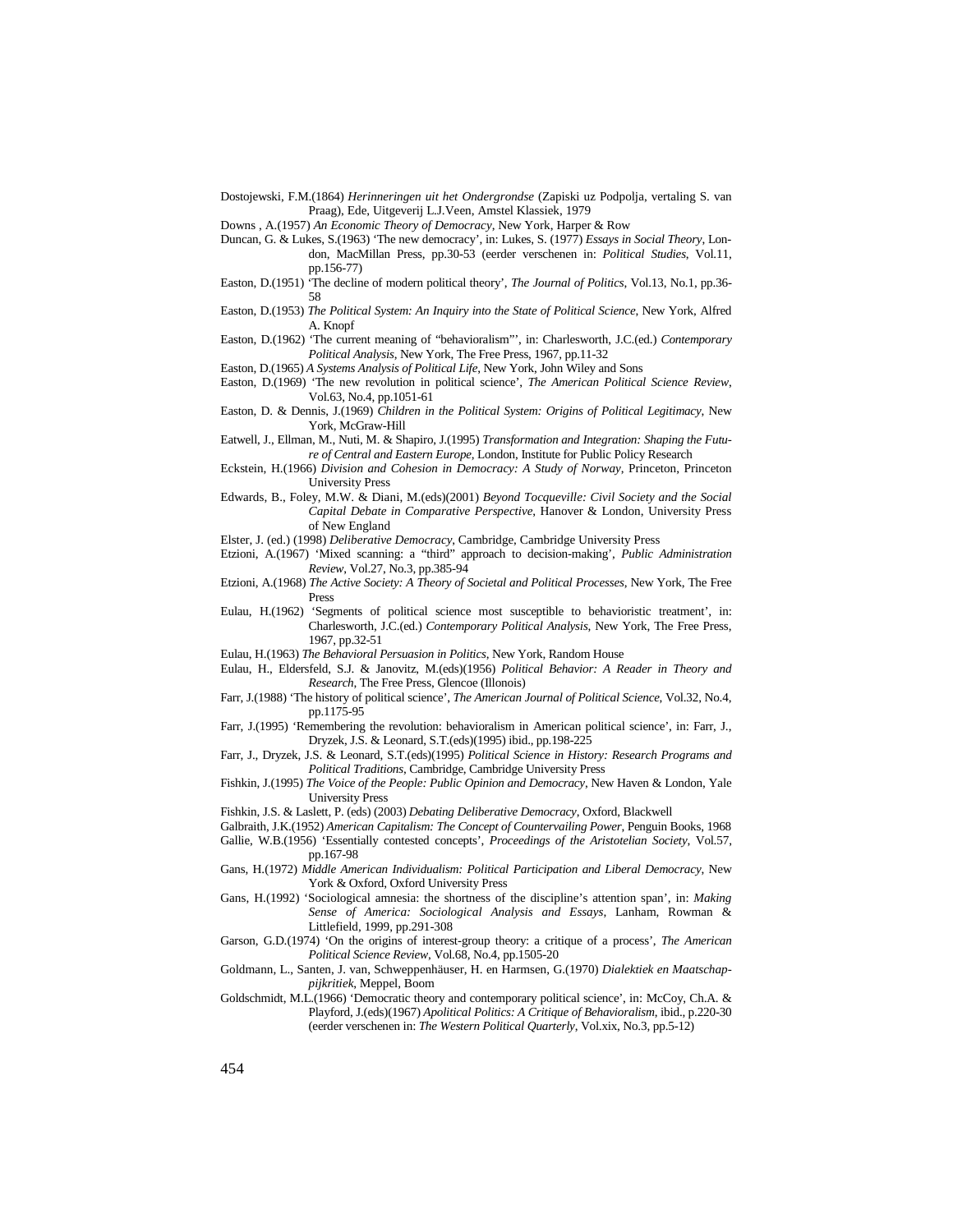Dostojewski, F.M.(1864) *Herinneringen uit het Ondergrondse* (Zapiski uz Podpolja, vertaling S. van Praag), Ede, Uitgeverij L.J.Veen, Amstel Klassiek, 1979

Downs , A.(1957) *An Economic Theory of Democracy*, New York, Harper & Row

Duncan, G. & Lukes, S.(1963) 'The new democracy', in: Lukes, S. (1977) *Essays in Social Theory*, London, MacMillan Press, pp.30-53 (eerder verschenen in: *Political Studies*, Vol.11, pp.156-77)

Easton, D.(1951) 'The decline of modern political theory', *The Journal of Politics*, Vol.13, No.1, pp.36-58

Easton, D.(1953) *The Political System: An Inquiry into the State of Political Science*, New York, Alfred A. Knopf

Easton, D.(1962) 'The current meaning of "behavioralism"', in: Charlesworth, J.C.(ed.) *Contemporary Political Analysis*, New York, The Free Press, 1967, pp.11-32

Easton, D.(1965) *A Systems Analysis of Political Life*, New York, John Wiley and Sons

Easton, D.(1969) 'The new revolution in political science', *The American Political Science Review*, Vol.63, No.4, pp.1051-61

Easton, D. & Dennis, J.(1969) *Children in the Political System: Origins of Political Legitimacy*, New York, McGraw-Hill

Eatwell, J., Ellman, M., Nuti, M. & Shapiro, J.(1995) *Transformation and Integration: Shaping the Future of Central and Eastern Europe*, London, Institute for Public Policy Research

Eckstein, H.(1966) *Division and Cohesion in Democracy: A Study of Norway*, Princeton, Princeton University Press

Edwards, B., Foley, M.W. & Diani, M.(eds)(2001) *Beyond Tocqueville: Civil Society and the Social Capital Debate in Comparative Perspective*, Hanover & London, University Press of New England

Elster, J. (ed.) (1998) *Deliberative Democracy*, Cambridge, Cambridge University Press

Etzioni, A.(1967) 'Mixed scanning: a "third" approach to decision-making', *Public Administration Review*, Vol.27, No.3, pp.385-94

Etzioni, A.(1968) *The Active Society: A Theory of Societal and Political Processes*, New York, The Free Press

Eulau, H.(1962) 'Segments of political science most susceptible to behavioristic treatment', in: Charlesworth, J.C.(ed.) *Contemporary Political Analysis*, New York, The Free Press, 1967, pp.32-51

Eulau, H.(1963) *The Behavioral Persuasion in Politics*, New York, Random House

Eulau, H., Eldersfeld, S.J. & Janovitz, M.(eds)(1956) *Political Behavior: A Reader in Theory and Research*, The Free Press, Glencoe (Illonois)

Farr, J.(1988) 'The history of political science', *The American Journal of Political Science*, Vol.32, No.4, pp.1175-95

Farr, J.(1995) 'Remembering the revolution: behavioralism in American political science', in: Farr, J., Dryzek, J.S. & Leonard, S.T.(eds)(1995) ibid., pp.198-225

Farr, J., Dryzek, J.S. & Leonard, S.T.(eds)(1995) *Political Science in History: Research Programs and Political Traditions*, Cambridge, Cambridge University Press

Fishkin, J.(1995) *The Voice of the People: Public Opinion and Democracy*, New Haven & London, Yale University Press

Fishkin, J.S. & Laslett, P. (eds) (2003) *Debating Deliberative Democracy*, Oxford, Blackwell

Galbraith, J.K.(1952) *American Capitalism: The Concept of Countervailing Power*, Penguin Books, 1968

Gallie, W.B.(1956) 'Essentially contested concepts', *Proceedings of the Aristotelian Society*, Vol.57, pp.167-98

Gans, H.(1972) *Middle American Individualism: Political Participation and Liberal Democracy*, New York & Oxford, Oxford University Press

Gans, H.(1992) 'Sociological amnesia: the shortness of the discipline's attention span', in: *Making Sense of America: Sociological Analysis and Essays*, Lanham, Rowman & Littlefield, 1999, pp.291-308

Garson, G.D.(1974) 'On the origins of interest-group theory: a critique of a process', *The American Political Science Review*, Vol.68, No.4, pp.1505-20

Goldmann, L., Santen, J. van, Schweppenhäuser, H. en Harmsen, G.(1970) *Dialektiek en Maatschappijkritiek*, Meppel, Boom

Goldschmidt, M.L.(1966) 'Democratic theory and contemporary political science', in: McCoy, Ch.A. & Playford, J.(eds)(1967) *Apolitical Politics: A Critique of Behavioralism*, ibid., p.220-30 (eerder verschenen in: *The Western Political Quarterly*, Vol.xix, No.3, pp.5-12)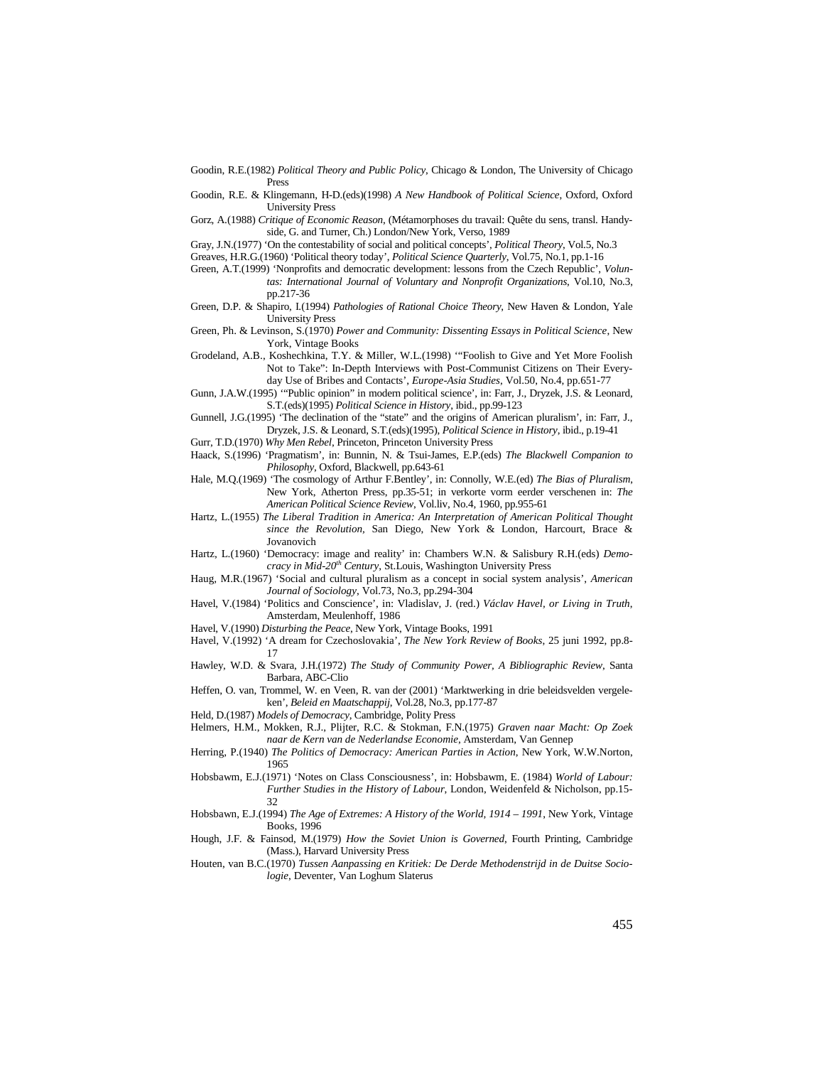Goodin, R.E.(1982) *Political Theory and Public Policy*, Chicago & London, The University of Chicago Press

Goodin, R.E. & Klingemann, H-D.(eds)(1998) *A New Handbook of Political Science*, Oxford, Oxford University Press

Gorz, A.(1988) *Critique of Economic Reason*, (Métamorphoses du travail: Quête du sens, transl. Handyside, G. and Turner, Ch.) London/New York, Verso, 1989

Gray, J.N.(1977) 'On the contestability of social and political concepts', *Political Theory*, Vol.5, No.3

Greaves, H.R.G.(1960) 'Political theory today', *Political Science Quarterly*, Vol.75, No.1, pp.1-16

Green, A.T.(1999) 'Nonprofits and democratic development: lessons from the Czech Republic', *Voluntas: International Journal of Voluntary and Nonprofit Organizations*, Vol.10, No.3, pp.217-36

Green, D.P. & Shapiro, I.(1994) *Pathologies of Rational Choice Theory*, New Haven & London, Yale University Press

Green, Ph. & Levinson, S.(1970) *Power and Community: Dissenting Essays in Political Science*, New York, Vintage Books

Grodeland, A.B., Koshechkina, T.Y. & Miller, W.L.(1998) '"Foolish to Give and Yet More Foolish Not to Take": In-Depth Interviews with Post-Communist Citizens on Their Everyday Use of Bribes and Contacts', *Europe-Asia Studies*, Vol.50, No.4, pp.651-77

Gunn, J.A.W.(1995) '"Public opinion" in modern political science', in: Farr, J., Dryzek, J.S. & Leonard, S.T.(eds)(1995) *Political Science in History*, ibid., pp.99-123

Gunnell, J.G.(1995) 'The declination of the "state" and the origins of American pluralism', in: Farr, J., Dryzek, J.S. & Leonard, S.T.(eds)(1995), *Political Science in History*, ibid., p.19-41

Gurr, T.D.(1970) *Why Men Rebel*, Princeton, Princeton University Press

Haack, S.(1996) 'Pragmatism', in: Bunnin, N. & Tsui-James, E.P.(eds) *The Blackwell Companion to Philosophy*, Oxford, Blackwell, pp.643-61

Hale, M.Q.(1969) 'The cosmology of Arthur F.Bentley', in: Connolly, W.E.(ed) *The Bias of Pluralism*, New York, Atherton Press, pp.35-51; in verkorte vorm eerder verschenen in: *The American Political Science Review*, Vol.liv, No.4, 1960, pp.955-61

Hartz, L.(1955) *The Liberal Tradition in America: An Interpretation of American Political Thought since the Revolution*, San Diego, New York & London, Harcourt, Brace & Jovanovich

Hartz, L.(1960) 'Democracy: image and reality' in: Chambers W.N. & Salisbury R.H.(eds) *Democracy in Mid-20th Century*, St.Louis, Washington University Press

Haug, M.R.(1967) 'Social and cultural pluralism as a concept in social system analysis', *American Journal of Sociology*, Vol.73, No.3, pp.294-304

Havel, V.(1984) 'Politics and Conscience', in: Vladislav, J. (red.) *Václav Havel, or Living in Truth*, Amsterdam, Meulenhoff, 1986

Havel, V.(1990) *Disturbing the Peace*, New York, Vintage Books, 1991

Havel, V.(1992) 'A dream for Czechoslovakia', *The New York Review of Books*, 25 juni 1992, pp.8-17

Hawley, W.D. & Svara, J.H.(1972) *The Study of Community Power, A Bibliographic Review*, Santa Barbara, ABC-Clio

Heffen, O. van, Trommel, W. en Veen, R. van der (2001) 'Marktwerking in drie beleidsvelden vergeleken', *Beleid en Maatschappij*, Vol.28, No.3, pp.177-87

Held, D.(1987) *Models of Democracy*, Cambridge, Polity Press

Helmers, H.M., Mokken, R.J., Plijter, R.C. & Stokman, F.N.(1975) *Graven naar Macht: Op Zoek naar de Kern van de Nederlandse Economie*, Amsterdam, Van Gennep

Herring, P.(1940) *The Politics of Democracy: American Parties in Action*, New York, W.W.Norton, 1965

Hobsbawm, E.J.(1971) 'Notes on Class Consciousness', in: Hobsbawm, E. (1984) *World of Labour: Further Studies in the History of Labour*, London, Weidenfeld & Nicholson, pp.15-32

Hobsbawn, E.J.(1994) *The Age of Extremes: A History of the World, 1914 – 1991*, New York, Vintage Books, 1996

Hough, J.F. & Fainsod, M.(1979) *How the Soviet Union is Governed*, Fourth Printing, Cambridge (Mass.), Harvard University Press

Houten, van B.C.(1970) *Tussen Aanpassing en Kritiek: De Derde Methodenstrijd in de Duitse Sociologie*, Deventer, Van Loghum Slaterus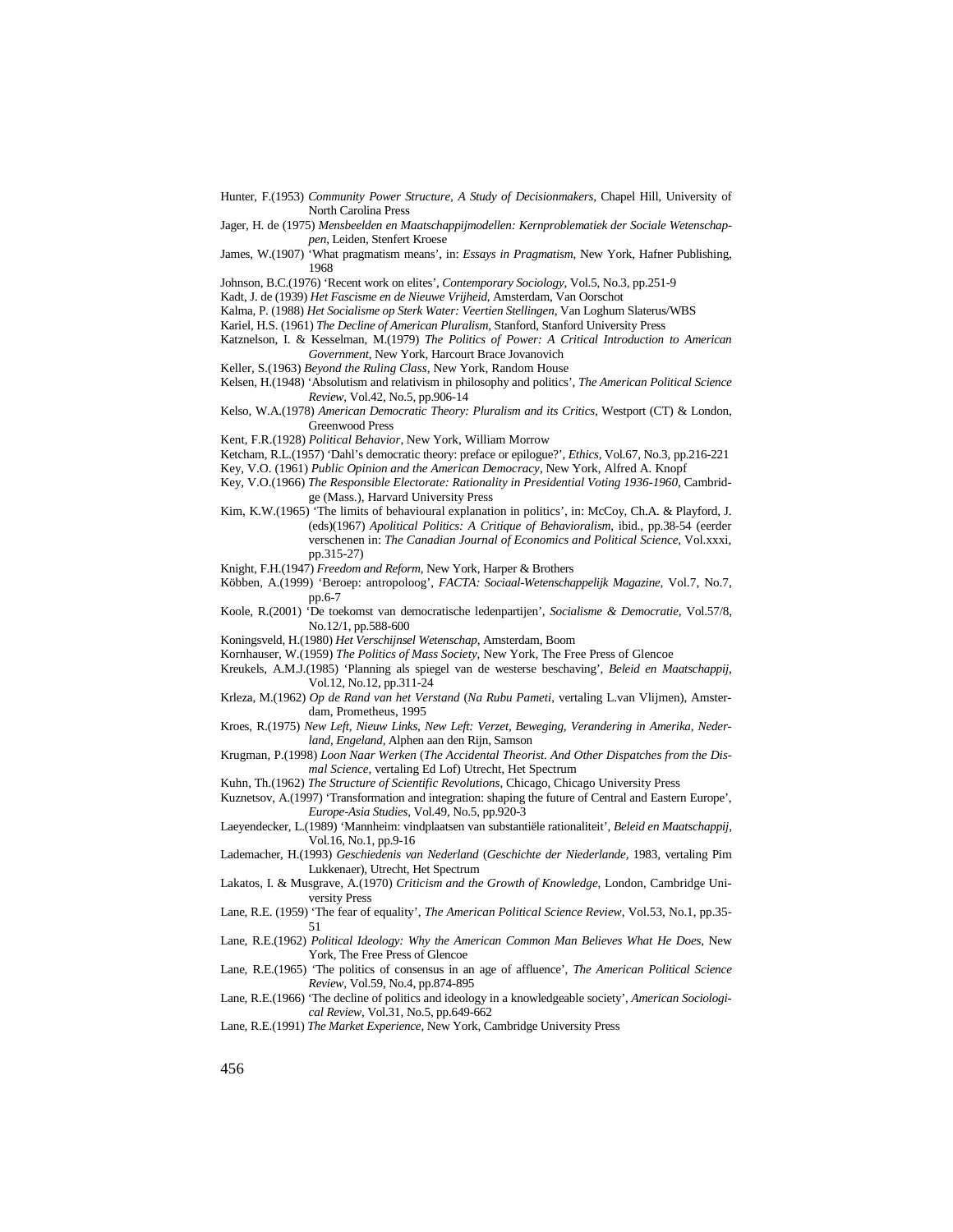Hunter, F.(1953) *Community Power Structure, A Study of Decisionmakers*, Chapel Hill, University of North Carolina Press

Jager, H. de (1975) *Mensbeelden en Maatschappijmodellen: Kernproblematiek der Sociale Wetenschappen*, Leiden, Stenfert Kroese

James, W.(1907) 'What pragmatism means', in: *Essays in Pragmatism*, New York, Hafner Publishing, 1968

Johnson, B.C.(1976) 'Recent work on elites', *Contemporary Sociology*, Vol.5, No.3, pp.251-9

Kadt, J. de (1939) *Het Fascisme en de Nieuwe Vrijheid*, Amsterdam, Van Oorschot

Kalma, P. (1988) *Het Socialisme op Sterk Water: Veertien Stellingen*, Van Loghum Slaterus/WBS

Kariel, H.S. (1961) *The Decline of American Pluralism*, Stanford, Stanford University Press

Katznelson, I. & Kesselman, M.(1979) *The Politics of Power: A Critical Introduction to American Government*, New York, Harcourt Brace Jovanovich

Keller, S.(1963) *Beyond the Ruling Class*, New York, Random House

Kelsen, H.(1948) 'Absolutism and relativism in philosophy and politics', *The American Political Science Review*, Vol.42, No.5, pp.906-14

Kelso, W.A.(1978) *American Democratic Theory: Pluralism and its Critics*, Westport (CT) & London, Greenwood Press

Kent, F.R.(1928) *Political Behavior*, New York, William Morrow

Ketcham, R.L.(1957) 'Dahl's democratic theory: preface or epilogue?', *Ethics*, Vol.67, No.3, pp.216-221

Key, V.O. (1961) *Public Opinion and the American Democracy*, New York, Alfred A. Knopf

Key, V.O.(1966) *The Responsible Electorate: Rationality in Presidential Voting 1936-1960*, Cambridge (Mass.), Harvard University Press

Kim, K.W.(1965) 'The limits of behavioural explanation in politics', in: McCoy, Ch.A. & Playford, J. (eds)(1967) *Apolitical Politics: A Critique of Behavioralism*, ibid., pp.38-54 (eerder verschenen in: *The Canadian Journal of Economics and Political Science*, Vol.xxxi, pp.315-27)

Knight, F.H.(1947) *Freedom and Reform*, New York, Harper & Brothers

Köbben, A.(1999) 'Beroep: antropoloog', *FACTA: Sociaal-Wetenschappelijk Magazine*, Vol.7, No.7, pp.6-7

Koole, R.(2001) 'De toekomst van democratische ledenpartijen', *Socialisme & Democratie*, Vol.57/8, No.12/1, pp.588-600

Koningsveld, H.(1980) *Het Verschijnsel Wetenschap*, Amsterdam, Boom

Kornhauser, W.(1959) *The Politics of Mass Society*, New York, The Free Press of Glencoe

Kreukels, A.M.J.(1985) 'Planning als spiegel van de westerse beschaving', *Beleid en Maatschappij*, Vol.12, No.12, pp.311-24

Krleza, M.(1962) *Op de Rand van het Verstand* (*Na Rubu Pameti*, vertaling L.van Vlijmen), Amsterdam, Prometheus, 1995

Kroes, R.(1975) *New Left, Nieuw Links, New Left: Verzet, Beweging, Verandering in Amerika, Nederland, Engeland*, Alphen aan den Rijn, Samson

Krugman, P.(1998) *Loon Naar Werken* (*The Accidental Theorist. And Other Dispatches from the Dismal Science*, vertaling Ed Lof) Utrecht, Het Spectrum

Kuhn, Th.(1962) *The Structure of Scientific Revolutions*, Chicago, Chicago University Press

Kuznetsov, A.(1997) 'Transformation and integration: shaping the future of Central and Eastern Europe', *Europe-Asia Studies*, Vol.49, No.5, pp.920-3

Laeyendecker, L.(1989) 'Mannheim: vindplaatsen van substantiële rationaliteit', *Beleid en Maatschappij*, Vol.16, No.1, pp.9-16

Lademacher, H.(1993) *Geschiedenis van Nederland* (*Geschichte der Niederlande*, 1983, vertaling Pim Lukkenaer), Utrecht, Het Spectrum

Lakatos, I. & Musgrave, A.(1970) *Criticism and the Growth of Knowledge*, London, Cambridge University Press

Lane, R.E. (1959) 'The fear of equality', *The American Political Science Review*, Vol.53, No.1, pp.35-51

Lane, R.E.(1962) *Political Ideology: Why the American Common Man Believes What He Does*, New York, The Free Press of Glencoe

Lane, R.E.(1965) 'The politics of consensus in an age of affluence', *The American Political Science Review*, Vol.59, No.4, pp.874-895

Lane, R.E.(1966) 'The decline of politics and ideology in a knowledgeable society', *American Sociological Review*, Vol.31, No.5, pp.649-662

Lane, R.E.(1991) *The Market Experience*, New York, Cambridge University Press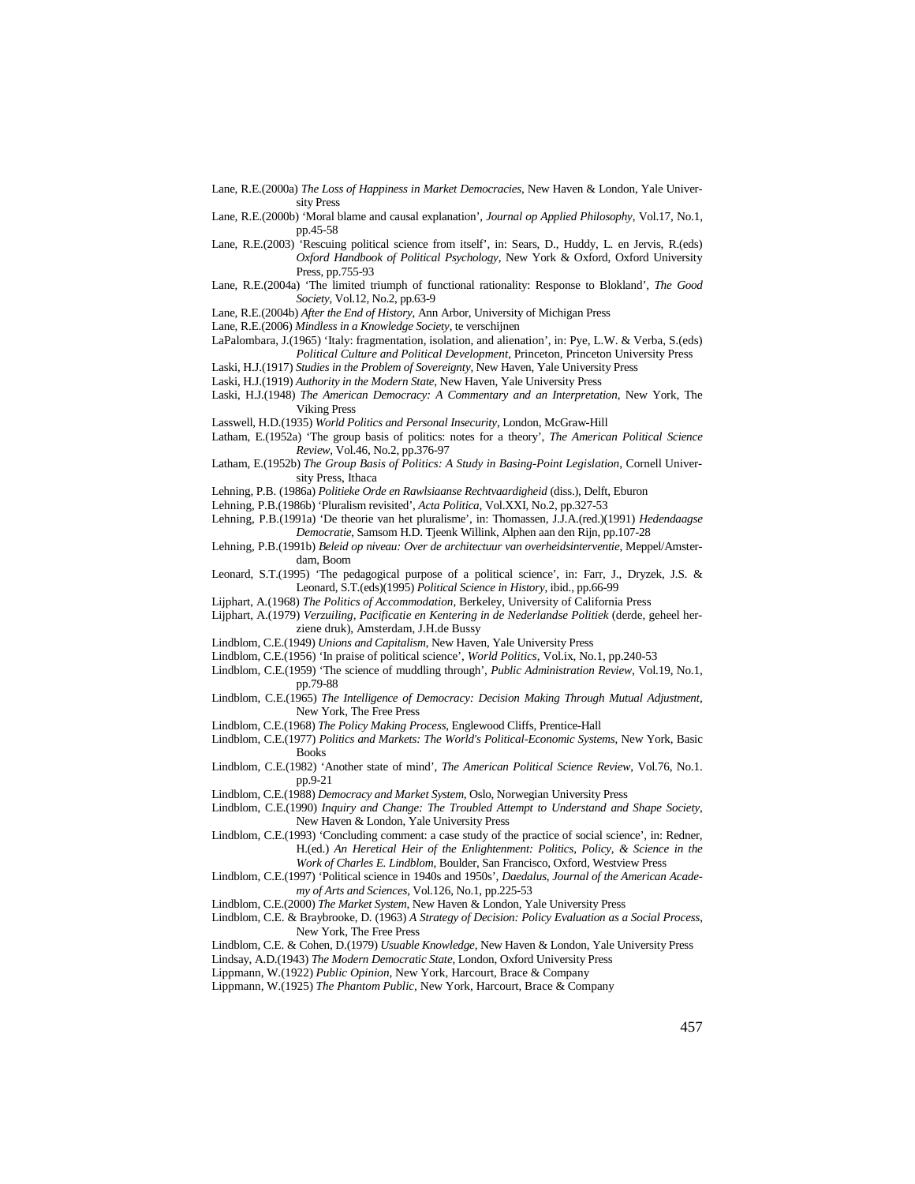Lane, R.E.(2000a) *The Loss of Happiness in Market Democracies*, New Haven & London, Yale University Press

Lane, R.E.(2000b) 'Moral blame and causal explanation', *Journal op Applied Philosophy*, Vol.17, No.1, pp.45-58

Lane, R.E.(2003) 'Rescuing political science from itself', in: Sears, D., Huddy, L. en Jervis, R.(eds) *Oxford Handbook of Political Psychology*, New York & Oxford, Oxford University Press, pp.755-93

Lane, R.E.(2004a) 'The limited triumph of functional rationality: Response to Blokland', *The Good Society*, Vol.12, No.2, pp.63-9

Lane, R.E.(2004b) *After the End of History*, Ann Arbor, University of Michigan Press

Lane, R.E.(2006) *Mindless in a Knowledge Society*, te verschijnen

LaPalombara, J.(1965) 'Italy: fragmentation, isolation, and alienation', in: Pye, L.W. & Verba, S.(eds) *Political Culture and Political Development*, Princeton, Princeton University Press

Laski, H.J.(1917) *Studies in the Problem of Sovereignty*, New Haven, Yale University Press

Laski, H.J.(1919) *Authority in the Modern State*, New Haven, Yale University Press

Laski, H.J.(1948) *The American Democracy: A Commentary and an Interpretation*, New York, The Viking Press

Lasswell, H.D.(1935) *World Politics and Personal Insecurity*, London, McGraw-Hill

Latham, E.(1952a) 'The group basis of politics: notes for a theory', *The American Political Science Review*, Vol.46, No.2, pp.376-97

Latham, E.(1952b) *The Group Basis of Politics: A Study in Basing-Point Legislation*, Cornell University Press, Ithaca

Lehning, P.B. (1986a) *Politieke Orde en Rawlsiaanse Rechtvaardigheid* (diss.), Delft, Eburon

Lehning, P.B.(1986b) 'Pluralism revisited', *Acta Politica*, Vol.XXI, No.2, pp.327-53

Lehning, P.B.(1991a) 'De theorie van het pluralisme', in: Thomassen, J.J.A.(red.)(1991) *Hedendaagse Democratie*, Samsom H.D. Tjeenk Willink, Alphen aan den Rijn, pp.107-28

Lehning, P.B.(1991b) *Beleid op niveau: Over de architectuur van overheidsinterventie*, Meppel/Amsterdam, Boom

Leonard, S.T.(1995) 'The pedagogical purpose of a political science', in: Farr, J., Dryzek, J.S. & Leonard, S.T.(eds)(1995) *Political Science in History*, ibid., pp.66-99

Lijphart, A.(1968) *The Politics of Accommodation*, Berkeley, University of California Press

Lijphart, A.(1979) *Verzuiling, Pacificatie en Kentering in de Nederlandse Politiek* (derde, geheel herziene druk), Amsterdam, J.H.de Bussy

Lindblom, C.E.(1949) *Unions and Capitalism*, New Haven, Yale University Press

Lindblom, C.E.(1956) 'In praise of political science', *World Politics*, Vol.ix, No.1, pp.240-53

Lindblom, C.E.(1959) 'The science of muddling through', *Public Administration Review*, Vol.19, No.1, pp.79-88

Lindblom, C.E.(1965) *The Intelligence of Democracy: Decision Making Through Mutual Adjustment*, New York, The Free Press

Lindblom, C.E.(1968) *The Policy Making Process*, Englewood Cliffs, Prentice-Hall

Lindblom, C.E.(1977) *Politics and Markets: The World's Political-Economic Systems*, New York, Basic Books

Lindblom, C.E.(1982) 'Another state of mind', *The American Political Science Review*, Vol.76, No.1. pp.9-21

Lindblom, C.E.(1988) *Democracy and Market System*, Oslo, Norwegian University Press

Lindblom, C.E.(1990) *Inquiry and Change: The Troubled Attempt to Understand and Shape Society*, New Haven & London, Yale University Press

Lindblom, C.E.(1993) 'Concluding comment: a case study of the practice of social science', in: Redner, H.(ed.) *An Heretical Heir of the Enlightenment: Politics, Policy, & Science in the Work of Charles E. Lindblom*, Boulder, San Francisco, Oxford, Westview Press

Lindblom, C.E.(1997) 'Political science in 1940s and 1950s', *Daedalus, Journal of the American Academy of Arts and Sciences*, Vol.126, No.1, pp.225-53

Lindblom, C.E.(2000) *The Market System*, New Haven & London, Yale University Press

Lindblom, C.E. & Braybrooke, D. (1963) *A Strategy of Decision: Policy Evaluation as a Social Process*, New York, The Free Press

Lindblom, C.E. & Cohen, D.(1979) *Usuable Knowledge*, New Haven & London, Yale University Press

Lindsay, A.D.(1943) *The Modern Democratic State*, London, Oxford University Press

Lippmann, W.(1922) *Public Opinion*, New York, Harcourt, Brace & Company

Lippmann, W.(1925) *The Phantom Public*, New York, Harcourt, Brace & Company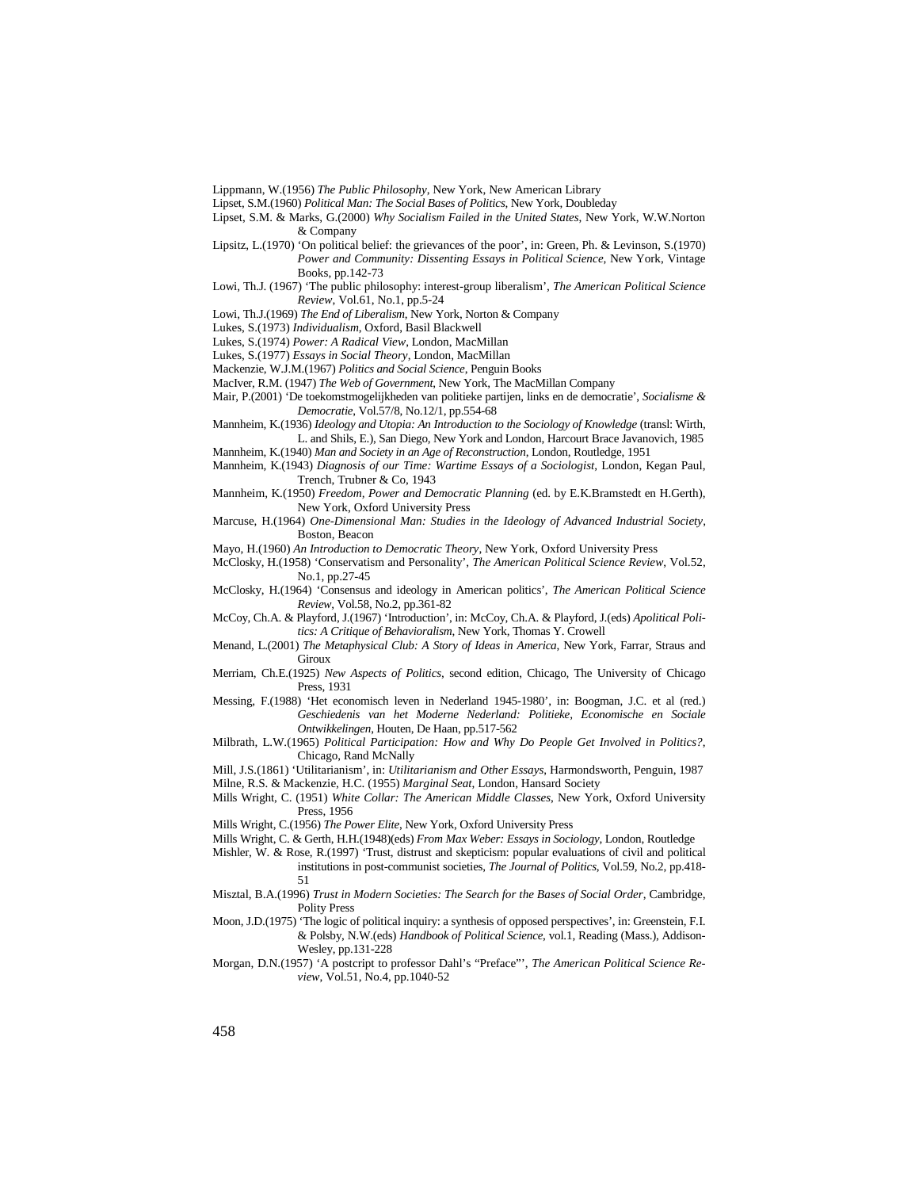Lippmann, W.(1956) *The Public Philosophy*, New York, New American Library

Lipset, S.M.(1960) *Political Man: The Social Bases of Politics*, New York, Doubleday

Lipset, S.M. & Marks, G.(2000) *Why Socialism Failed in the United States*, New York, W.W.Norton & Company

Lipsitz, L.(1970) 'On political belief: the grievances of the poor', in: Green, Ph. & Levinson, S.(1970) *Power and Community: Dissenting Essays in Political Science*, New York, Vintage Books, pp.142-73

Lowi, Th.J. (1967) 'The public philosophy: interest-group liberalism', *The American Political Science Review*, Vol.61, No.1, pp.5-24

Lowi, Th.J.(1969) *The End of Liberalism*, New York, Norton & Company

Lukes, S.(1973) *Individualism*, Oxford, Basil Blackwell

Lukes, S.(1974) *Power: A Radical View*, London, MacMillan

Lukes, S.(1977) *Essays in Social Theory*, London, MacMillan

Mackenzie, W.J.M.(1967) *Politics and Social Science*, Penguin Books

MacIver, R.M. (1947) *The Web of Government*, New York, The MacMillan Company

Mair, P.(2001) 'De toekomstmogelijkheden van politieke partijen, links en de democratie', *Socialisme & Democratie*, Vol.57/8, No.12/1, pp.554-68

Mannheim, K.(1936) *Ideology and Utopia: An Introduction to the Sociology of Knowledge* (transl: Wirth, L. and Shils, E.), San Diego, New York and London, Harcourt Brace Javanovich, 1985

Mannheim, K.(1940) *Man and Society in an Age of Reconstruction*, London, Routledge, 1951

Mannheim, K.(1943) *Diagnosis of our Time: Wartime Essays of a Sociologist*, London, Kegan Paul, Trench, Trubner & Co, 1943

Mannheim, K.(1950) *Freedom, Power and Democratic Planning* (ed. by E.K.Bramstedt en H.Gerth), New York, Oxford University Press

Marcuse, H.(1964) *One-Dimensional Man: Studies in the Ideology of Advanced Industrial Society*, Boston, Beacon

Mayo, H.(1960) *An Introduction to Democratic Theory*, New York, Oxford University Press

McClosky, H.(1958) 'Conservatism and Personality', *The American Political Science Review*, Vol.52, No.1, pp.27-45

McClosky, H.(1964) 'Consensus and ideology in American politics', *The American Political Science Review*, Vol.58, No.2, pp.361-82

McCoy, Ch.A. & Playford, J.(1967) 'Introduction', in: McCoy, Ch.A. & Playford, J.(eds) *Apolitical Politics: A Critique of Behavioralism*, New York, Thomas Y. Crowell

Menand, L.(2001) *The Metaphysical Club: A Story of Ideas in America*, New York, Farrar, Straus and Giroux

Merriam, Ch.E.(1925) *New Aspects of Politics*, second edition, Chicago, The University of Chicago Press, 1931

Messing, F.(1988) 'Het economisch leven in Nederland 1945-1980', in: Boogman, J.C. et al (red.) *Geschiedenis van het Moderne Nederland: Politieke, Economische en Sociale Ontwikkelingen*, Houten, De Haan, pp.517-562

Milbrath, L.W.(1965) *Political Participation: How and Why Do People Get Involved in Politics?*, Chicago, Rand McNally

Mill, J.S.(1861) 'Utilitarianism', in: *Utilitarianism and Other Essays*, Harmondsworth, Penguin, 1987

Milne, R.S. & Mackenzie, H.C. (1955) *Marginal Seat*, London, Hansard Society

Mills Wright, C. (1951) *White Collar: The American Middle Classes*, New York, Oxford University Press, 1956

Mills Wright, C.(1956) *The Power Elite*, New York, Oxford University Press

Mills Wright, C. & Gerth, H.H.(1948)(eds) *From Max Weber: Essays in Sociology*, London, Routledge

Mishler, W. & Rose, R.(1997) 'Trust, distrust and skepticism: popular evaluations of civil and political institutions in post-communist societies, *The Journal of Politics*, Vol.59, No.2, pp.418-51

Misztal, B.A.(1996) *Trust in Modern Societies: The Search for the Bases of Social Order*, Cambridge, Polity Press

Moon, J.D.(1975) 'The logic of political inquiry: a synthesis of opposed perspectives', in: Greenstein, F.I. & Polsby, N.W.(eds) *Handbook of Political Science*, vol.1, Reading (Mass.), Addison-Wesley, pp.131-228

Morgan, D.N.(1957) 'A postcript to professor Dahl's "Preface"', *The American Political Science Review*, Vol.51, No.4, pp.1040-52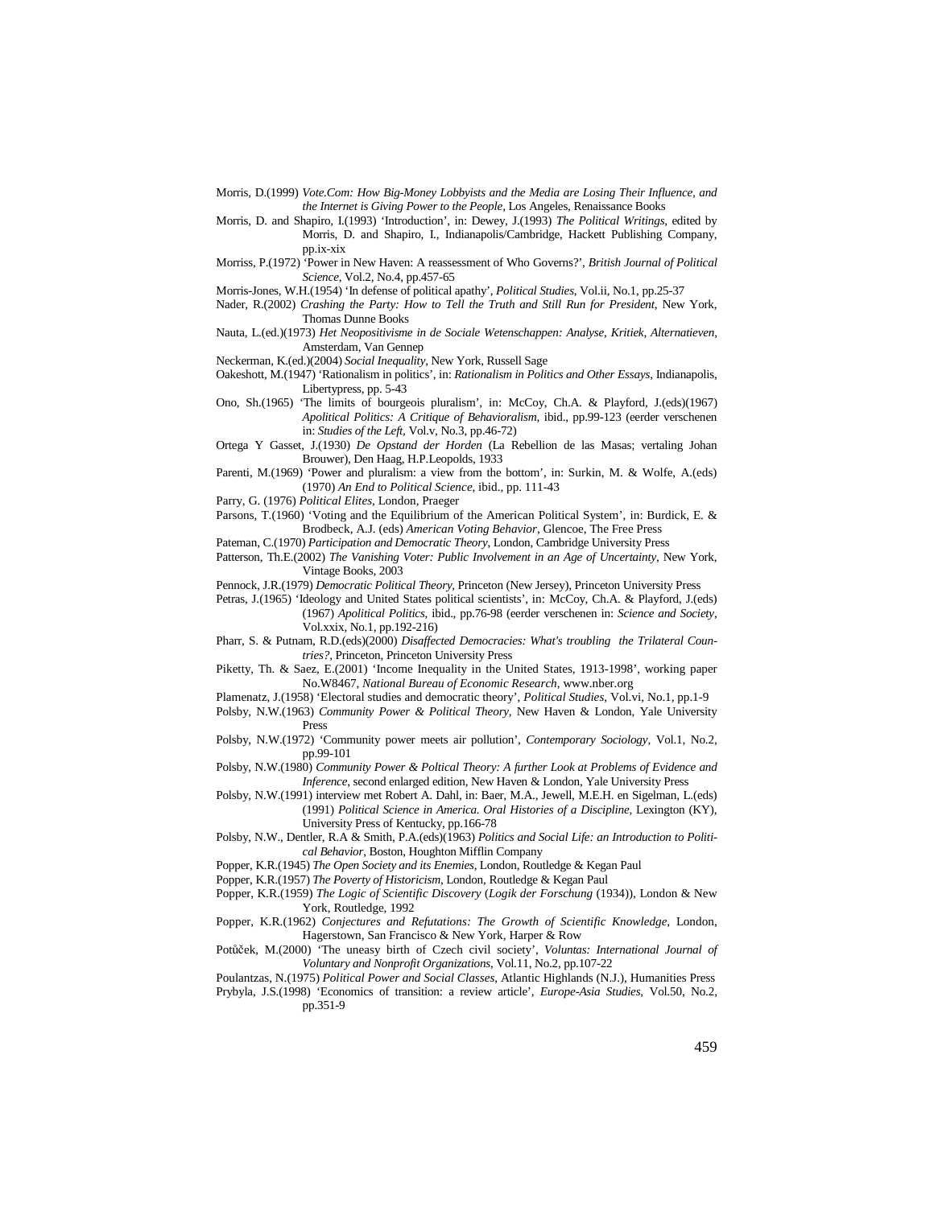Morris, D.(1999) *Vote.Com: How Big-Money Lobbyists and the Media are Losing Their Influence, and the Internet is Giving Power to the People*, Los Angeles, Renaissance Books

Morris, D. and Shapiro, I.(1993) 'Introduction', in: Dewey, J.(1993) *The Political Writings*, edited by Morris, D. and Shapiro, I., Indianapolis/Cambridge, Hackett Publishing Company, pp.ix-xix

Morriss, P.(1972) 'Power in New Haven: A reassessment of Who Governs?', *British Journal of Political Science*, Vol.2, No.4, pp.457-65

Morris-Jones, W.H.(1954) 'In defense of political apathy', *Political Studies*, Vol.ii, No.1, pp.25-37

Nader, R.(2002) *Crashing the Party: How to Tell the Truth and Still Run for President*, New York, Thomas Dunne Books

Nauta, L.(ed.)(1973) *Het Neopositivisme in de Sociale Wetenschappen: Analyse, Kritiek, Alternatieven*, Amsterdam, Van Gennep

Neckerman, K.(ed.)(2004) *Social Inequality*, New York, Russell Sage

Oakeshott, M.(1947) 'Rationalism in politics', in: *Rationalism in Politics and Other Essays*, Indianapolis, Libertypress, pp. 5-43

Ono, Sh.(1965) 'The limits of bourgeois pluralism', in: McCoy, Ch.A. & Playford, J.(eds)(1967) *Apolitical Politics: A Critique of Behavioralism*, ibid., pp.99-123 (eerder verschenen in: *Studies of the Left*, Vol.v, No.3, pp.46-72)

Ortega Y Gasset, J.(1930) *De Opstand der Horden* (La Rebellion de las Masas; vertaling Johan Brouwer), Den Haag, H.P.Leopolds, 1933

Parenti, M.(1969) 'Power and pluralism: a view from the bottom', in: Surkin, M. & Wolfe, A.(eds) (1970) *An End to Political Science*, ibid., pp. 111-43

Parry, G. (1976) *Political Elites*, London, Praeger

Parsons, T.(1960) 'Voting and the Equilibrium of the American Political System', in: Burdick, E. & Brodbeck, A.J. (eds) *American Voting Behavior*, Glencoe, The Free Press

Pateman, C.(1970) *Participation and Democratic Theory*, London, Cambridge University Press

Patterson, Th.E.(2002) *The Vanishing Voter: Public Involvement in an Age of Uncertainty*, New York, Vintage Books, 2003

Pennock, J.R.(1979) *Democratic Political Theory*, Princeton (New Jersey), Princeton University Press

Petras, J.(1965) 'Ideology and United States political scientists', in: McCoy, Ch.A. & Playford, J.(eds) (1967) *Apolitical Politics*, ibid., pp.76-98 (eerder verschenen in: *Science and Society*, Vol.xxix, No.1, pp.192-216)

Pharr, S. & Putnam, R.D.(eds)(2000) *Disaffected Democracies: What's troubling the Trilateral Countries?*, Princeton, Princeton University Press

Piketty, Th. & Saez, E.(2001) 'Income Inequality in the United States, 1913-1998', working paper No.W8467, *National Bureau of Economic Research*, www.nber.org

Plamenatz, J.(1958) 'Electoral studies and democratic theory', *Political Studies*, Vol.vi, No.1, pp.1-9

Polsby, N.W.(1963) *Community Power & Political Theory*, New Haven & London, Yale University Press

Polsby, N.W.(1972) 'Community power meets air pollution', *Contemporary Sociology*, Vol.1, No.2, pp.99-101

Polsby, N.W.(1980) *Community Power & Poltical Theory: A further Look at Problems of Evidence and Inference*, second enlarged edition, New Haven & London, Yale University Press

Polsby, N.W.(1991) interview met Robert A. Dahl, in: Baer, M.A., Jewell, M.E.H. en Sigelman, L.(eds) (1991) *Political Science in America. Oral Histories of a Discipline*, Lexington (KY), University Press of Kentucky, pp.166-78

Polsby, N.W., Dentler, R.A & Smith, P.A.(eds)(1963) *Politics and Social Life: an Introduction to Political Behavior*, Boston, Houghton Mifflin Company

Popper, K.R.(1945) *The Open Society and its Enemies*, London, Routledge & Kegan Paul

Popper, K.R.(1957) *The Poverty of Historicism*, London, Routledge & Kegan Paul

Popper, K.R.(1959) *The Logic of Scientific Discovery* (*Logik der Forschung* (1934)), London & New York, Routledge, 1992

Popper, K.R.(1962) *Conjectures and Refutations: The Growth of Scientific Knowledge*, London, Hagerstown, San Francisco & New York, Harper & Row

Potůček, M.(2000) 'The uneasy birth of Czech civil society', *Voluntas: International Journal of Voluntary and Nonprofit Organizations*, Vol.11, No.2, pp.107-22

Poulantzas, N.(1975) *Political Power and Social Classes*, Atlantic Highlands (N.J.), Humanities Press

Prybyla, J.S.(1998) 'Economics of transition: a review article', *Europe-Asia Studies*, Vol.50, No.2, pp.351-9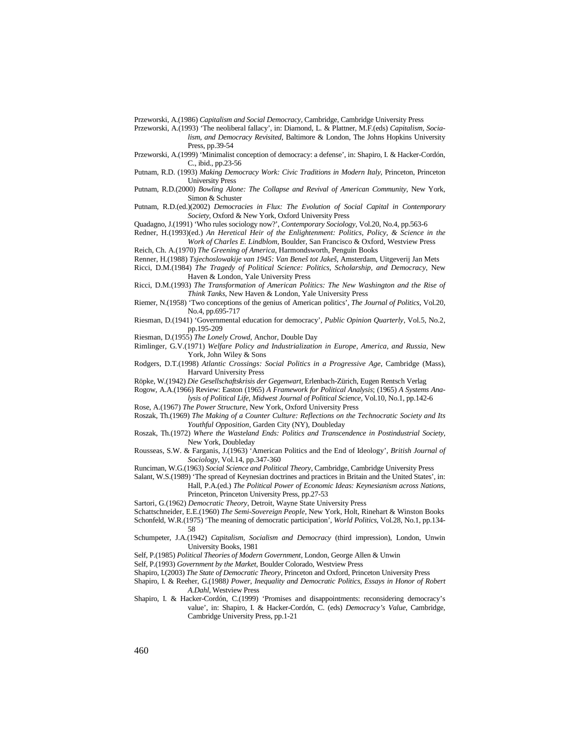Przeworski, A.(1986) *Capitalism and Social Democracy*, Cambridge, Cambridge University Press

Przeworski, A.(1993) 'The neoliberal fallacy', in: Diamond, L. & Plattner, M.F.(eds) *Capitalism, Socialism, and Democracy Revisited*, Baltimore & London, The Johns Hopkins University Press, pp.39-54

Przeworski, A.(1999) 'Minimalist conception of democracy: a defense', in: Shapiro, I. & Hacker-Cordón, C., ibid., pp.23-56

Putnam, R.D. (1993) *Making Democracy Work: Civic Traditions in Modern Italy*, Princeton, Princeton University Press

Putnam, R.D.(2000) *Bowling Alone: The Collapse and Revival of American Community*, New York, Simon & Schuster

Putnam, R.D.(ed.)(2002) *Democracies in Flux: The Evolution of Social Capital in Contemporary Society*, Oxford & New York, Oxford University Press

Quadagno, J.(1991) 'Who rules sociology now?', *Contemporary Sociology*, Vol.20, No.4, pp.563-6

Redner, H.(1993)(ed.) *An Heretical Heir of the Enlightenment: Politics, Policy, & Science in the Work of Charles E. Lindblom*, Boulder, San Francisco & Oxford, Westview Press

Reich, Ch. A.(1970) *The Greening of America*, Harmondsworth, Penguin Books

Renner, H.(1988) *Tsjechoslowakije van 1945: Van Beneš tot Jakeš*, Amsterdam, Uitgeverij Jan Mets

Ricci, D.M.(1984) *The Tragedy of Political Science: Politics, Scholarship, and Democracy*, New Haven & London, Yale University Press

Ricci, D.M.(1993) *The Transformation of American Politics: The New Washington and the Rise of Think Tanks*, New Haven & London, Yale University Press

Riemer, N.(1958) 'Two conceptions of the genius of American politics', *The Journal of Politics*, Vol.20, No.4, pp.695-717

Riesman, D.(1941) 'Governmental education for democracy', *Public Opinion Quarterly*, Vol.5, No.2, pp.195-209

Riesman, D.(1955) *The Lonely Crowd*, Anchor, Double Day

Rimlinger, G.V.(1971) *Welfare Policy and Industrialization in Europe, America, and Russia*, New York, John Wiley & Sons

Rodgers, D.T.(1998) *Atlantic Crossings: Social Politics in a Progressive Age*, Cambridge (Mass), Harvard University Press

Röpke, W.(1942) *Die Gesellschaftskrisis der Gegenwart*, Erlenbach-Zürich, Eugen Rentsch Verlag

Rogow, A.A.(1966) Review: Easton (1965) *A Framework for Political Analysis*; (1965) *A Systems Analysis of Political Life*, *Midwest Journal of Political Science*, Vol.10, No.1, pp.142-6

Rose, A.(1967) *The Power Structure*, New York, Oxford University Press

Roszak, Th.(1969) *The Making of a Counter Culture: Reflections on the Technocratic Society and Its Youthful Opposition*, Garden City (NY), Doubleday

Roszak, Th.(1972) *Where the Wasteland Ends: Politics and Transcendence in Postindustrial Society*, New York, Doubleday

Rousseas, S.W. & Farganis, J.(1963) 'American Politics and the End of Ideology', *British Journal of Sociology*, Vol.14, pp.347-360

Runciman, W.G.(1963) *Social Science and Political Theory*, Cambridge, Cambridge University Press

Salant, W.S.(1989) 'The spread of Keynesian doctrines and practices in Britain and the United States', in: Hall, P.A.(ed.) *The Political Power of Economic Ideas: Keynesianism across Nations*, Princeton, Princeton University Press, pp.27-53

Sartori, G.(1962) *Democratic Theory*, Detroit, Wayne State University Press

Schattschneider, E.E.(1960) *The Semi-Sovereign People*, New York, Holt, Rinehart & Winston Books

Schonfeld, W.R.(1975) 'The meaning of democratic participation', *World Politics*, Vol.28, No.1, pp.134-58

Schumpeter, J.A.(1942) *Capitalism, Socialism and Democracy* (third impression), London, Unwin University Books, 1981

Self, P.(1985) *Political Theories of Modern Government*, London, George Allen & Unwin

Self, P.(1993) *Government by the Market*, Boulder Colorado, Westview Press

Shapiro, I.(2003) *The State of Democratic Theory*, Princeton and Oxford, Princeton University Press

Shapiro, I. & Reeher, G.(1988) *Power, Inequality and Democratic Politics, Essays in Honor of Robert A.Dahl*, Westview Press

Shapiro, I. & Hacker-Cordón, C.(1999) 'Promises and disappointments: reconsidering democracy's value', in: Shapiro, I. & Hacker-Cordón, C. (eds) *Democracy's Value*, Cambridge, Cambridge University Press, pp.1-21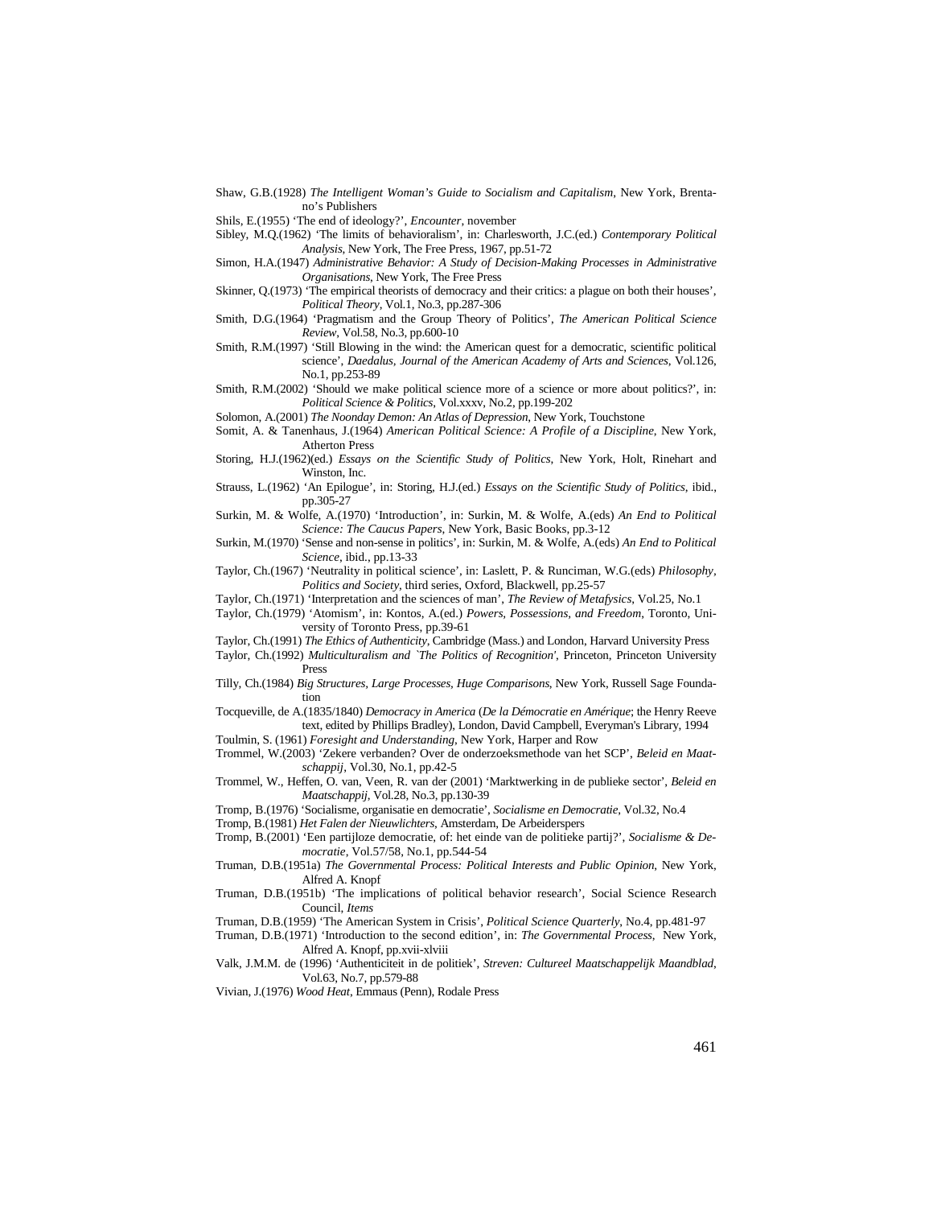Shaw, G.B.(1928) *The Intelligent Woman's Guide to Socialism and Capitalism*, New York, Brentano's Publishers

Shils, E.(1955) 'The end of ideology?', *Encounter*, november

Sibley, M.Q.(1962) 'The limits of behavioralism', in: Charlesworth, J.C.(ed.) *Contemporary Political Analysis*, New York, The Free Press, 1967, pp.51-72

Simon, H.A.(1947) *Administrative Behavior: A Study of Decision-Making Processes in Administrative Organisations*, New York, The Free Press

Skinner, Q.(1973) 'The empirical theorists of democracy and their critics: a plague on both their houses', *Political Theory*, Vol.1, No.3, pp.287-306

Smith, D.G.(1964) 'Pragmatism and the Group Theory of Politics', *The American Political Science Review*, Vol.58, No.3, pp.600-10

Smith, R.M.(1997) 'Still Blowing in the wind: the American quest for a democratic, scientific political science', *Daedalus, Journal of the American Academy of Arts and Sciences*, Vol.126, No.1, pp.253-89

Smith, R.M.(2002) 'Should we make political science more of a science or more about politics?', in: *Political Science & Politics*, Vol.xxxv, No.2, pp.199-202

Solomon, A.(2001) *The Noonday Demon: An Atlas of Depression*, New York, Touchstone

Somit, A. & Tanenhaus, J.(1964) *American Political Science: A Profile of a Discipline*, New York, Atherton Press

Storing, H.J.(1962)(ed.) *Essays on the Scientific Study of Politics*, New York, Holt, Rinehart and Winston, Inc.

Strauss, L.(1962) 'An Epilogue', in: Storing, H.J.(ed.) *Essays on the Scientific Study of Politics*, ibid., pp.305-27

Surkin, M. & Wolfe, A.(1970) 'Introduction', in: Surkin, M. & Wolfe, A.(eds) *An End to Political Science: The Caucus Papers*, New York, Basic Books, pp.3-12

Surkin, M.(1970) 'Sense and non-sense in politics', in: Surkin, M. & Wolfe, A.(eds) *An End to Political Science*, ibid., pp.13-33

Taylor, Ch.(1967) 'Neutrality in political science', in: Laslett, P. & Runciman, W.G.(eds) *Philosophy, Politics and Society*, third series, Oxford, Blackwell, pp.25-57

Taylor, Ch.(1971) 'Interpretation and the sciences of man', *The Review of Metafysics*, Vol.25, No.1

Taylor, Ch.(1979) 'Atomism', in: Kontos, A.(ed.) *Powers, Possessions, and Freedom*, Toronto, University of Toronto Press, pp.39-61

Taylor, Ch.(1991) *The Ethics of Authenticity*, Cambridge (Mass.) and London, Harvard University Press

Taylor, Ch.(1992) *Multiculturalism and `The Politics of Recognition'*, Princeton, Princeton University Press

Tilly, Ch.(1984) *Big Structures, Large Processes, Huge Comparisons*, New York, Russell Sage Foundation

Tocqueville, de A.(1835/1840) *Democracy in America* (*De la Démocratie en Amérique*; the Henry Reeve text, edited by Phillips Bradley), London, David Campbell, Everyman's Library, 1994

Toulmin, S. (1961) *Foresight and Understanding*, New York, Harper and Row

Trommel, W.(2003) 'Zekere verbanden? Over de onderzoeksmethode van het SCP', *Beleid en Maatschappij*, Vol.30, No.1, pp.42-5

Trommel, W., Heffen, O. van, Veen, R. van der (2001) 'Marktwerking in de publieke sector', *Beleid en Maatschappij*, Vol.28, No.3, pp.130-39

Tromp, B.(1976) 'Socialisme, organisatie en democratie', *Socialisme en Democratie*, Vol.32, No.4

Tromp, B.(1981) *Het Falen der Nieuwlichters*, Amsterdam, De Arbeiderspers

Tromp, B.(2001) 'Een partijloze democratie, of: het einde van de politieke partij?', *Socialisme & Democratie*, Vol.57/58, No.1, pp.544-54

Truman, D.B.(1951a) *The Governmental Process: Political Interests and Public Opinion*, New York, Alfred A. Knopf

Truman, D.B.(1951b) 'The implications of political behavior research', Social Science Research Council, *Items*

Truman, D.B.(1959) 'The American System in Crisis', *Political Science Quarterly*, No.4, pp.481-97

Truman, D.B.(1971) 'Introduction to the second edition', in: *The Governmental Process*, New York, Alfred A. Knopf, pp.xvii-xlviii

Valk, J.M.M. de (1996) 'Authenticiteit in de politiek', *Streven: Cultureel Maatschappelijk Maandblad*, Vol.63, No.7, pp.579-88

Vivian, J.(1976) *Wood Heat*, Emmaus (Penn), Rodale Press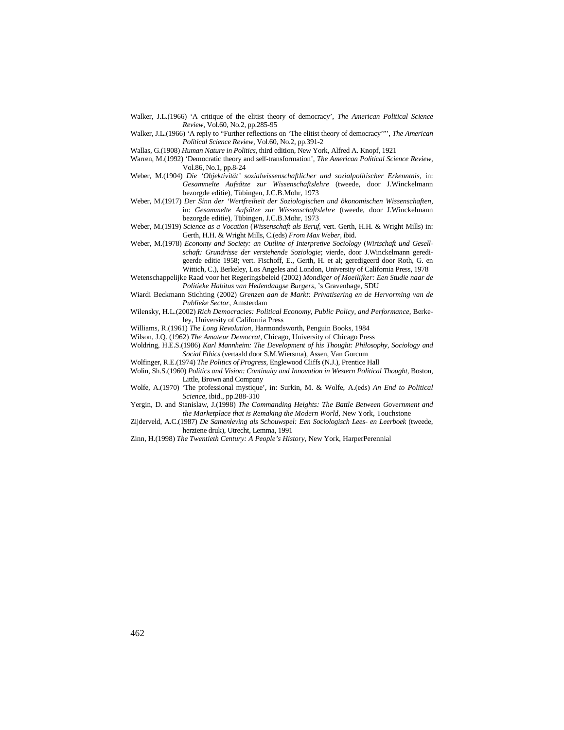Walker, J.L.(1966) 'A critique of the elitist theory of democracy', *The American Political Science Review*, Vol.60, No.2, pp.285-95

Walker, J.L.(1966) 'A reply to "Further reflections on 'The elitist theory of democracy'"', *The American Political Science Review*, Vol.60, No.2, pp.391-2

Wallas, G.(1908) *Human Nature in Politics*, third edition, New York, Alfred A. Knopf, 1921

Warren, M.(1992) 'Democratic theory and self-transformation', *The American Political Science Review*, Vol.86, No.1, pp.8-24

Weber, M.(1904) *Die 'Objektivität' sozialwissenschaftlicher und sozialpolitischer Erkenntnis*, in: *Gesammelte Aufsätze zur Wissenschaftslehre* (tweede, door J.Winckelmann bezorgde editie), Tübingen, J.C.B.Mohr, 1973

Weber, M.(1917) *Der Sinn der 'Wertfreiheit der Soziologischen und ökonomischen Wissenschaften*, in: *Gesammelte Aufsätze zur Wissenschaftslehre* (tweede, door J.Winckelmann bezorgde editie), Tübingen, J.C.B.Mohr, 1973

Weber, M.(1919) *Science as a Vocation* (*Wissenschaft als Beruf*, vert. Gerth, H.H. & Wright Mills) in: Gerth, H.H. & Wright Mills, C.(eds) *From Max Weber*, ibid.

Weber, M.(1978) *Economy and Society: an Outline of Interpretive Sociology* (*Wirtschaft und Gesellschaft: Grundrisse der verstehende Soziologie*; vierde, door J.Winckelmann geredigeerde editie 1958; vert. Fischoff, E., Gerth, H. et al; geredigeerd door Roth, G. en Wittich, C.), Berkeley, Los Angeles and London, University of California Press, 1978

Wetenschappelijke Raad voor het Regeringsbeleid (2002) *Mondiger of Moeilijker: Een Studie naar de Politieke Habitus van Hedendaagse Burgers*, 's Gravenhage, SDU

Wiardi Beckmann Stichting (2002) *Grenzen aan de Markt: Privatisering en de Hervorming van de Publieke Sector*, Amsterdam

Wilensky, H.L.(2002) *Rich Democracies: Political Economy, Public Policy, and Performance*, Berkeley, University of California Press

Williams, R.(1961) *The Long Revolution*, Harmondsworth, Penguin Books, 1984

Wilson, J.Q. (1962) *The Amateur Democrat*, Chicago, University of Chicago Press

Woldring, H.E.S.(1986) *Karl Mannheim: The Development of his Thought: Philosophy, Sociology and Social Ethics* (vertaald door S.M.Wiersma), Assen, Van Gorcum

Wolfinger, R.E.(1974) *The Politics of Progress*, Englewood Cliffs (N.J.), Prentice Hall

Wolin, Sh.S.(1960) *Politics and Vision: Continuity and Innovation in Western Political Thought*, Boston, Little, Brown and Company

Wolfe, A.(1970) 'The professional mystique', in: Surkin, M. & Wolfe, A.(eds) *An End to Political Science*, ibid., pp.288-310

Yergin, D. and Stanislaw, J.(1998) *The Commanding Heights: The Battle Between Government and the Marketplace that is Remaking the Modern World*, New York, Touchstone

Zijderveld, A.C.(1987) *De Samenleving als Schouwspel: Een Sociologisch Lees- en Leerboek* (tweede, herziene druk), Utrecht, Lemma, 1991

Zinn, H.(1998) *The Twentieth Century: A People's History*, New York, HarperPerennial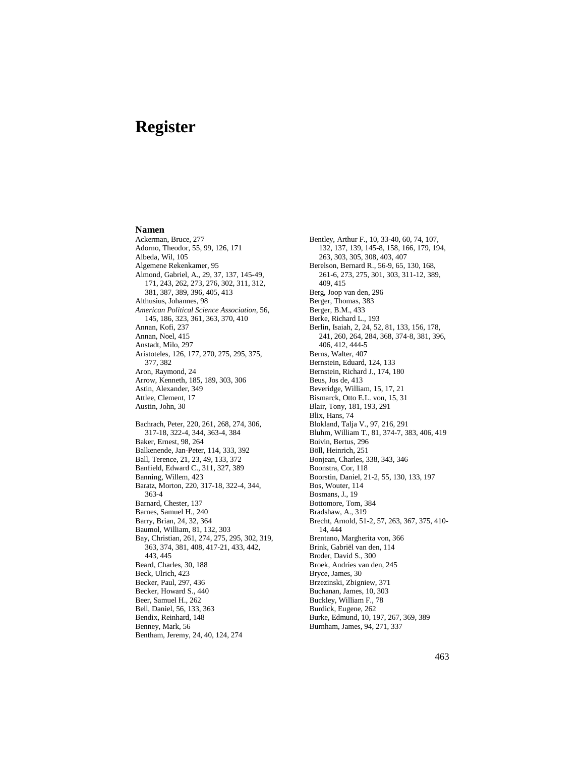# Register

## Namen

Ackerman, Bruce, 277
Adorno, Theodor, 55, 99, 126, 171
Albeda, Wil, 105
Algemene Rekenkamer, 95
Almond, Gabriel, A., 29, 37, 137, 145-49, 171, 243, 262, 273, 276, 302, 311, 312, 381, 387, 389, 396, 405, 413
Althusius, Johannes, 98
*American Political Science Association*, 56, 145, 186, 323, 361, 363, 370, 410
Annan, Kofi, 237
Annan, Noel, 415
Anstadt, Milo, 297
Aristoteles, 126, 177, 270, 275, 295, 375, 377, 382
Aron, Raymond, 24
Arrow, Kenneth, 185, 189, 303, 306
Astin, Alexander, 349
Attlee, Clement, 17
Austin, John, 30

Bachrach, Peter, 220, 261, 268, 274, 306, 317-18, 322-4, 344, 363-4, 384
Baker, Ernest, 98, 264
Balkenende, Jan-Peter, 114, 333, 392
Ball, Terence, 21, 23, 49, 133, 372
Banfield, Edward C., 311, 327, 389
Banning, Willem, 423
Baratz, Morton, 220, 317-18, 322-4, 344, 363-4
Barnard, Chester, 137
Barnes, Samuel H., 240
Barry, Brian, 24, 32, 364
Baumol, William, 81, 132, 303
Bay, Christian, 261, 274, 275, 295, 302, 319, 363, 374, 381, 408, 417-21, 433, 442, 443, 445
Beard, Charles, 30, 188
Beck, Ulrich, 423
Becker, Paul, 297, 436
Becker, Howard S., 440
Beer, Samuel H., 262
Bell, Daniel, 56, 133, 363
Bendix, Reinhard, 148
Benney, Mark, 56
Bentham, Jeremy, 24, 40, 124, 274

Bentley, Arthur F., 10, 33-40, 60, 74, 107, 132, 137, 139, 145-8, 158, 166, 179, 194, 263, 303, 305, 308, 403, 407
Berelson, Bernard R., 56-9, 65, 130, 168, 261-6, 273, 275, 301, 303, 311-12, 389, 409, 415
Berg, Joop van den, 296
Berger, Thomas, 383
Berger, B.M., 433
Berke, Richard L., 193
Berlin, Isaiah, 2, 24, 52, 81, 133, 156, 178, 241, 260, 264, 284, 368, 374-8, 381, 396, 406, 412, 444-5
Berns, Walter, 407
Bernstein, Eduard, 124, 133
Bernstein, Richard J., 174, 180
Beus, Jos de, 413
Beveridge, William, 15, 17, 21
Bismarck, Otto E.L. von, 15, 31
Blair, Tony, 181, 193, 291
Blix, Hans, 74
Blokland, Talja V., 97, 216, 291
Bluhm, William T., 81, 374-7, 383, 406, 419
Boivin, Bertus, 296
Böll, Heinrich, 251
Bonjean, Charles, 338, 343, 346
Boonstra, Cor, 118
Boorstin, Daniel, 21-2, 55, 130, 133, 197
Bos, Wouter, 114
Bosmans, J., 19
Bottomore, Tom, 384
Bradshaw, A., 319
Brecht, Arnold, 51-2, 57, 263, 367, 375, 410-14, 444
Brentano, Margherita von, 366
Brink, Gabriël van den, 114
Broder, David S., 300
Broek, Andries van den, 245
Bryce, James, 30
Brzezinski, Zbigniew, 371
Buchanan, James, 10, 303
Buckley, William F., 78
Burdick, Eugene, 262
Burke, Edmund, 10, 197, 267, 369, 389
Burnham, James, 94, 271, 337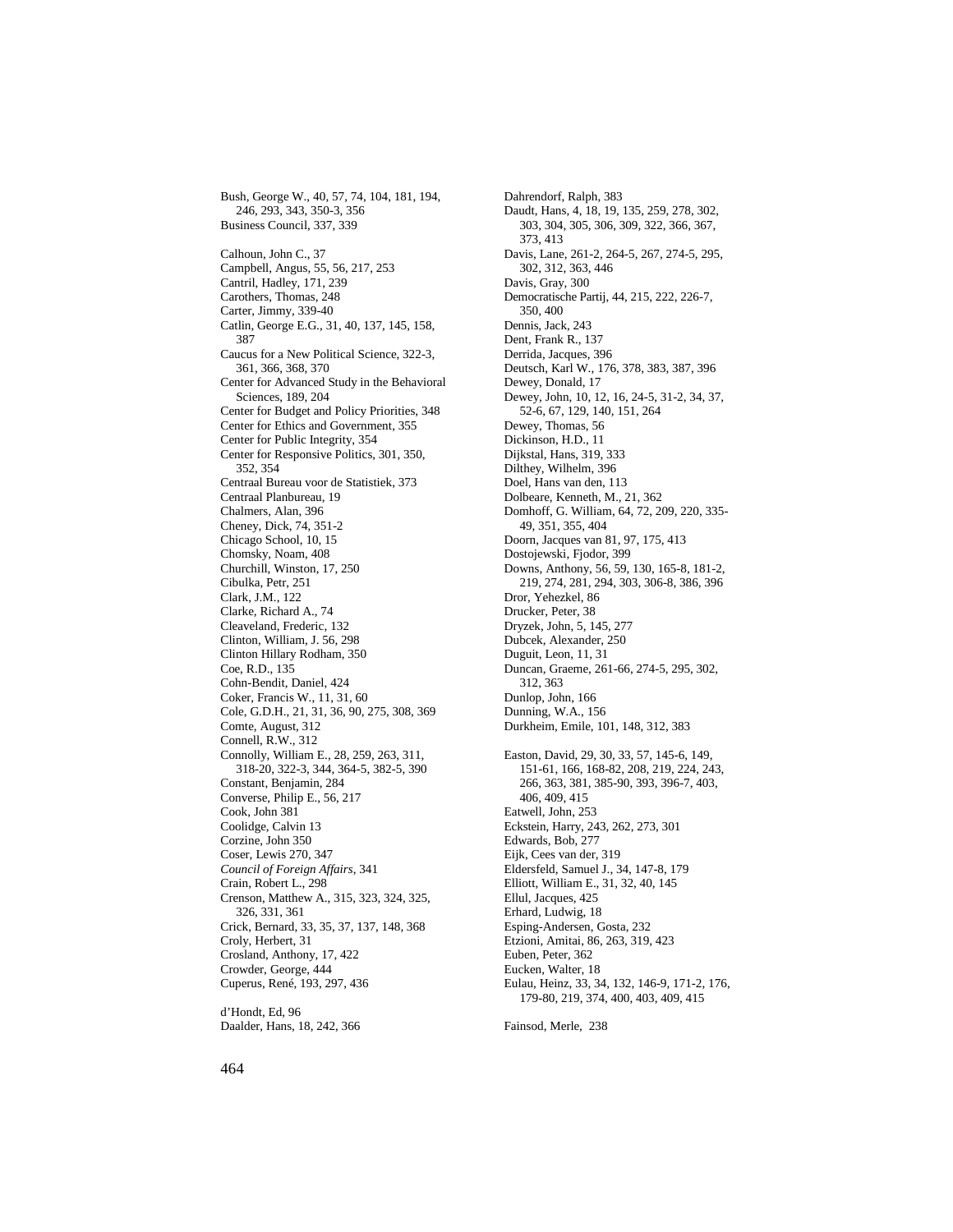Bush, George W., 40, 57, 74, 104, 181, 194, 246, 293, 343, 350-3, 356
Business Council, 337, 339

Calhoun, John C., 37
Campbell, Angus, 55, 56, 217, 253
Cantril, Hadley, 171, 239
Carothers, Thomas, 248
Carter, Jimmy, 339-40
Catlin, George E.G., 31, 40, 137, 145, 158, 387
Caucus for a New Political Science, 322-3, 361, 366, 368, 370
Center for Advanced Study in the Behavioral Sciences, 189, 204
Center for Budget and Policy Priorities, 348
Center for Ethics and Government, 355
Center for Public Integrity, 354
Center for Responsive Politics, 301, 350, 352, 354
Centraal Bureau voor de Statistiek, 373
Centraal Planbureau, 19
Chalmers, Alan, 396
Cheney, Dick, 74, 351-2
Chicago School, 10, 15
Chomsky, Noam, 408
Churchill, Winston, 17, 250
Cibulka, Petr, 251
Clark, J.M., 122
Clarke, Richard A., 74
Cleaveland, Frederic, 132
Clinton, William, J. 56, 298
Clinton Hillary Rodham, 350
Coe, R.D., 135
Cohn-Bendit, Daniel, 424
Coker, Francis W., 11, 31, 60
Cole, G.D.H., 21, 31, 36, 90, 275, 308, 369
Comte, August, 312
Connell, R.W., 312
Connolly, William E., 28, 259, 263, 311, 318-20, 322-3, 344, 364-5, 382-5, 390
Constant, Benjamin, 284
Converse, Philip E., 56, 217
Cook, John 381
Coolidge, Calvin 13
Corzine, John 350
Coser, Lewis 270, 347
*Council of Foreign Affairs*, 341
Crain, Robert L., 298
Crenson, Matthew A., 315, 323, 324, 325, 326, 331, 361
Crick, Bernard, 33, 35, 37, 137, 148, 368
Croly, Herbert, 31
Crosland, Anthony, 17, 422
Crowder, George, 444
Cuperus, René, 193, 297, 436

d'Hondt, Ed, 96
Daalder, Hans, 18, 242, 366

Dahrendorf, Ralph, 383
Daudt, Hans, 4, 18, 19, 135, 259, 278, 302, 303, 304, 305, 306, 309, 322, 366, 367, 373, 413
Davis, Lane, 261-2, 264-5, 267, 274-5, 295, 302, 312, 363, 446
Davis, Gray, 300
Democratische Partij, 44, 215, 222, 226-7, 350, 400
Dennis, Jack, 243
Dent, Frank R., 137
Derrida, Jacques, 396
Deutsch, Karl W., 176, 378, 383, 387, 396
Dewey, Donald, 17
Dewey, John, 10, 12, 16, 24-5, 31-2, 34, 37, 52-6, 67, 129, 140, 151, 264
Dewey, Thomas, 56
Dickinson, H.D., 11
Dijkstal, Hans, 319, 333
Dilthey, Wilhelm, 396
Doel, Hans van den, 113
Dolbeare, Kenneth, M., 21, 362
Domhoff, G. William, 64, 72, 209, 220, 335-49, 351, 355, 404
Doorn, Jacques van 81, 97, 175, 413
Dostojewski, Fjodor, 399
Downs, Anthony, 56, 59, 130, 165-8, 181-2, 219, 274, 281, 294, 303, 306-8, 386, 396
Dror, Yehezkel, 86
Drucker, Peter, 38
Dryzek, John, 5, 145, 277
Dubcek, Alexander, 250
Duguit, Leon, 11, 31
Duncan, Graeme, 261-66, 274-5, 295, 302, 312, 363
Dunlop, John, 166
Dunning, W.A., 156
Durkheim, Emile, 101, 148, 312, 383

Easton, David, 29, 30, 33, 57, 145-6, 149, 151-61, 166, 168-82, 208, 219, 224, 243, 266, 363, 381, 385-90, 393, 396-7, 403, 406, 409, 415
Eatwell, John, 253
Eckstein, Harry, 243, 262, 273, 301
Edwards, Bob, 277
Eijk, Cees van der, 319
Eldersfeld, Samuel J., 34, 147-8, 179
Elliott, William E., 31, 32, 40, 145
Ellul, Jacques, 425
Erhard, Ludwig, 18
Esping-Andersen, Gosta, 232
Etzioni, Amitai, 86, 263, 319, 423
Euben, Peter, 362
Eucken, Walter, 18
Eulau, Heinz, 33, 34, 132, 146-9, 171-2, 176, 179-80, 219, 374, 400, 403, 409, 415

Fainsod, Merle, 238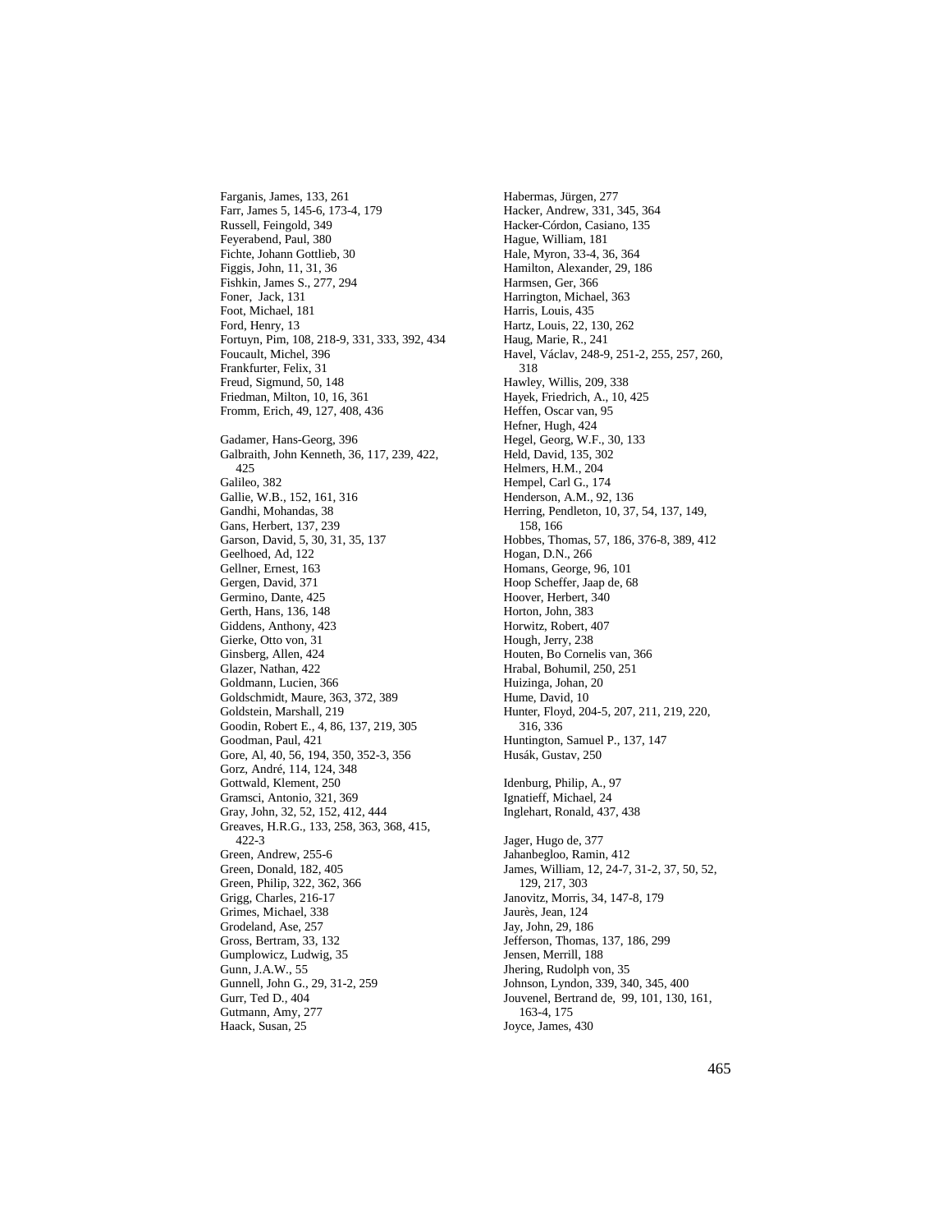Farganis, James, 133, 261
Farr, James 5, 145-6, 173-4, 179
Russell, Feingold, 349
Feyerabend, Paul, 380
Fichte, Johann Gottlieb, 30
Figgis, John, 11, 31, 36
Fishkin, James S., 277, 294
Foner, Jack, 131
Foot, Michael, 181
Ford, Henry, 13
Fortuyn, Pim, 108, 218-9, 331, 333, 392, 434
Foucault, Michel, 396
Frankfurter, Felix, 31
Freud, Sigmund, 50, 148
Friedman, Milton, 10, 16, 361
Fromm, Erich, 49, 127, 408, 436

Gadamer, Hans-Georg, 396
Galbraith, John Kenneth, 36, 117, 239, 422, 425
Galileo, 382
Gallie, W.B., 152, 161, 316
Gandhi, Mohandas, 38
Gans, Herbert, 137, 239
Garson, David, 5, 30, 31, 35, 137
Geelhoed, Ad, 122
Gellner, Ernest, 163
Gergen, David, 371
Germino, Dante, 425
Gerth, Hans, 136, 148
Giddens, Anthony, 423
Gierke, Otto von, 31
Ginsberg, Allen, 424
Glazer, Nathan, 422
Goldmann, Lucien, 366
Goldschmidt, Maure, 363, 372, 389
Goldstein, Marshall, 219
Goodin, Robert E., 4, 86, 137, 219, 305
Goodman, Paul, 421
Gore, Al, 40, 56, 194, 350, 352-3, 356
Gorz, André, 114, 124, 348
Gottwald, Klement, 250
Gramsci, Antonio, 321, 369
Gray, John, 32, 52, 152, 412, 444
Greaves, H.R.G., 133, 258, 363, 368, 415, 422-3
Green, Andrew, 255-6
Green, Donald, 182, 405
Green, Philip, 322, 362, 366
Grigg, Charles, 216-17
Grimes, Michael, 338
Grodeland, Ase, 257
Gross, Bertram, 33, 132
Gumplowicz, Ludwig, 35
Gunn, J.A.W., 55
Gunnell, John G., 29, 31-2, 259
Gurr, Ted D., 404
Gutmann, Amy, 277
Haack, Susan, 25

Habermas, Jürgen, 277
Hacker, Andrew, 331, 345, 364
Hacker-Córdon, Casiano, 135
Hague, William, 181
Hale, Myron, 33-4, 36, 364
Hamilton, Alexander, 29, 186
Harmsen, Ger, 366
Harrington, Michael, 363
Harris, Louis, 435
Hartz, Louis, 22, 130, 262
Haug, Marie, R., 241
Havel, Václav, 248-9, 251-2, 255, 257, 260, 318
Hawley, Willis, 209, 338
Hayek, Friedrich, A., 10, 425
Heffen, Oscar van, 95
Hefner, Hugh, 424
Hegel, Georg, W.F., 30, 133
Held, David, 135, 302
Helmers, H.M., 204
Hempel, Carl G., 174
Henderson, A.M., 92, 136
Herring, Pendleton, 10, 37, 54, 137, 149, 158, 166
Hobbes, Thomas, 57, 186, 376-8, 389, 412
Hogan, D.N., 266
Homans, George, 96, 101
Hoop Scheffer, Jaap de, 68
Hoover, Herbert, 340
Horton, John, 383
Horwitz, Robert, 407
Hough, Jerry, 238
Houten, Bo Cornelis van, 366
Hrabal, Bohumil, 250, 251
Huizinga, Johan, 20
Hume, David, 10
Hunter, Floyd, 204-5, 207, 211, 219, 220, 316, 336
Huntington, Samuel P., 137, 147
Husák, Gustav, 250

Idenburg, Philip, A., 97
Ignatieff, Michael, 24
Inglehart, Ronald, 437, 438

Jager, Hugo de, 377
Jahanbegloo, Ramin, 412
James, William, 12, 24-7, 31-2, 37, 50, 52, 129, 217, 303
Janovitz, Morris, 34, 147-8, 179
Jaurès, Jean, 124
Jay, John, 29, 186
Jefferson, Thomas, 137, 186, 299
Jensen, Merrill, 188
Jhering, Rudolph von, 35
Johnson, Lyndon, 339, 340, 345, 400
Jouvenel, Bertrand de, 99, 101, 130, 161, 163-4, 175
Joyce, James, 430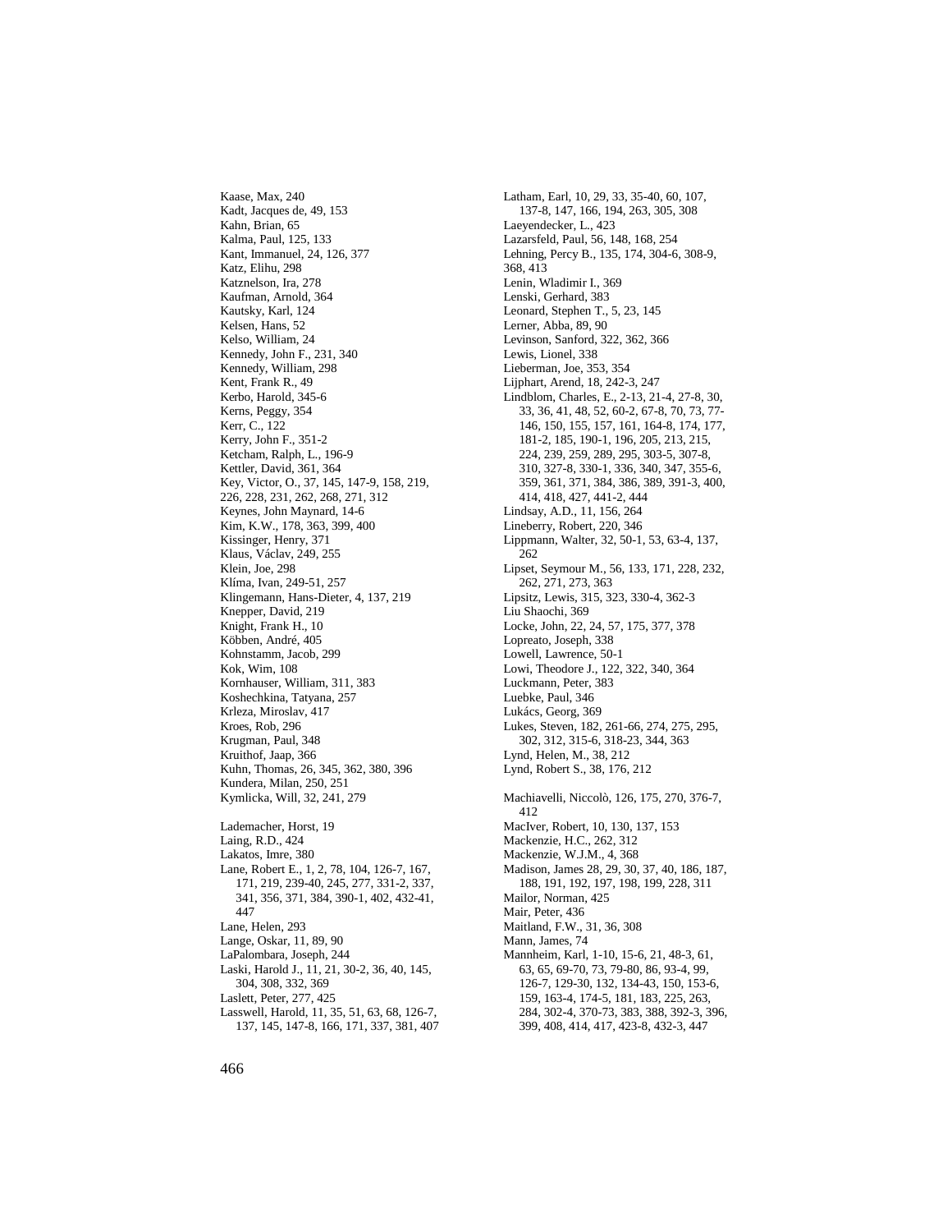Kaase, Max, 240
Kadt, Jacques de, 49, 153
Kahn, Brian, 65
Kalma, Paul, 125, 133
Kant, Immanuel, 24, 126, 377
Katz, Elihu, 298
Katznelson, Ira, 278
Kaufman, Arnold, 364
Kautsky, Karl, 124
Kelsen, Hans, 52
Kelso, William, 24
Kennedy, John F., 231, 340
Kennedy, William, 298
Kent, Frank R., 49
Kerbo, Harold, 345-6
Kerns, Peggy, 354
Kerr, C., 122
Kerry, John F., 351-2
Ketcham, Ralph, L., 196-9
Kettler, David, 361, 364
Key, Victor, O., 37, 145, 147-9, 158, 219, 226, 228, 231, 262, 268, 271, 312
Keynes, John Maynard, 14-6
Kim, K.W., 178, 363, 399, 400
Kissinger, Henry, 371
Klaus, Václav, 249, 255
Klein, Joe, 298
Klíma, Ivan, 249-51, 257
Klingemann, Hans-Dieter, 4, 137, 219
Knepper, David, 219
Knight, Frank H., 10
Köbben, André, 405
Kohnstamm, Jacob, 299
Kok, Wim, 108
Kornhauser, William, 311, 383
Koshechkina, Tatyana, 257
Krleza, Miroslav, 417
Kroes, Rob, 296
Krugman, Paul, 348
Kruithof, Jaap, 366
Kuhn, Thomas, 26, 345, 362, 380, 396
Kundera, Milan, 250, 251
Kymlicka, Will, 32, 241, 279

Lademacher, Horst, 19
Laing, R.D., 424
Lakatos, Imre, 380
Lane, Robert E., 1, 2, 78, 104, 126-7, 167, 171, 219, 239-40, 245, 277, 331-2, 337, 341, 356, 371, 384, 390-1, 402, 432-41, 447
Lane, Helen, 293
Lange, Oskar, 11, 89, 90
LaPalombara, Joseph, 244
Laski, Harold J., 11, 21, 30-2, 36, 40, 145, 304, 308, 332, 369
Laslett, Peter, 277, 425
Lasswell, Harold, 11, 35, 51, 63, 68, 126-7, 137, 145, 147-8, 166, 171, 337, 381, 407
Latham, Earl, 10, 29, 33, 35-40, 60, 107, 137-8, 147, 166, 194, 263, 305, 308
Laeyendecker, L., 423
Lazarsfeld, Paul, 56, 148, 168, 254
Lehning, Percy B., 135, 174, 304-6, 308-9, 368, 413
Lenin, Wladimir I., 369
Lenski, Gerhard, 383
Leonard, Stephen T., 5, 23, 145
Lerner, Abba, 89, 90
Levinson, Sanford, 322, 362, 366
Lewis, Lionel, 338
Lieberman, Joe, 353, 354
Lijphart, Arend, 18, 242-3, 247
Lindblom, Charles, E., 2-13, 21-4, 27-8, 30, 33, 36, 41, 48, 52, 60-2, 67-8, 70, 73, 77-146, 150, 155, 157, 161, 164-8, 174, 177, 181-2, 185, 190-1, 196, 205, 213, 215, 224, 239, 259, 289, 295, 303-5, 307-8, 310, 327-8, 330-1, 336, 340, 347, 355-6, 359, 361, 371, 384, 386, 389, 391-3, 400, 414, 418, 427, 441-2, 444
Lindsay, A.D., 11, 156, 264
Lineberry, Robert, 220, 346
Lippmann, Walter, 32, 50-1, 53, 63-4, 137, 262
Lipset, Seymour M., 56, 133, 171, 228, 232, 262, 271, 273, 363
Lipsitz, Lewis, 315, 323, 330-4, 362-3
Liu Shaochi, 369
Locke, John, 22, 24, 57, 175, 377, 378
Lopreato, Joseph, 338
Lowell, Lawrence, 50-1
Lowi, Theodore J., 122, 322, 340, 364
Luckmann, Peter, 383
Luebke, Paul, 346
Lukács, Georg, 369
Lukes, Steven, 182, 261-66, 274, 275, 295, 302, 312, 315-6, 318-23, 344, 363
Lynd, Helen, M., 38, 212
Lynd, Robert S., 38, 176, 212

Machiavelli, Niccolò, 126, 175, 270, 376-7, 412
MacIver, Robert, 10, 130, 137, 153
Mackenzie, H.C., 262, 312
Mackenzie, W.J.M., 4, 368
Madison, James 28, 29, 30, 37, 40, 186, 187, 188, 191, 192, 197, 198, 199, 228, 311
Mailor, Norman, 425
Mair, Peter, 436
Maitland, F.W., 31, 36, 308
Mann, James, 74
Mannheim, Karl, 1-10, 15-6, 21, 48-3, 61, 63, 65, 69-70, 73, 79-80, 86, 93-4, 99, 126-7, 129-30, 132, 134-43, 150, 153-6, 159, 163-4, 174-5, 181, 183, 225, 263, 284, 302-4, 370-73, 383, 388, 392-3, 396, 399, 408, 414, 417, 423-8, 432-3, 447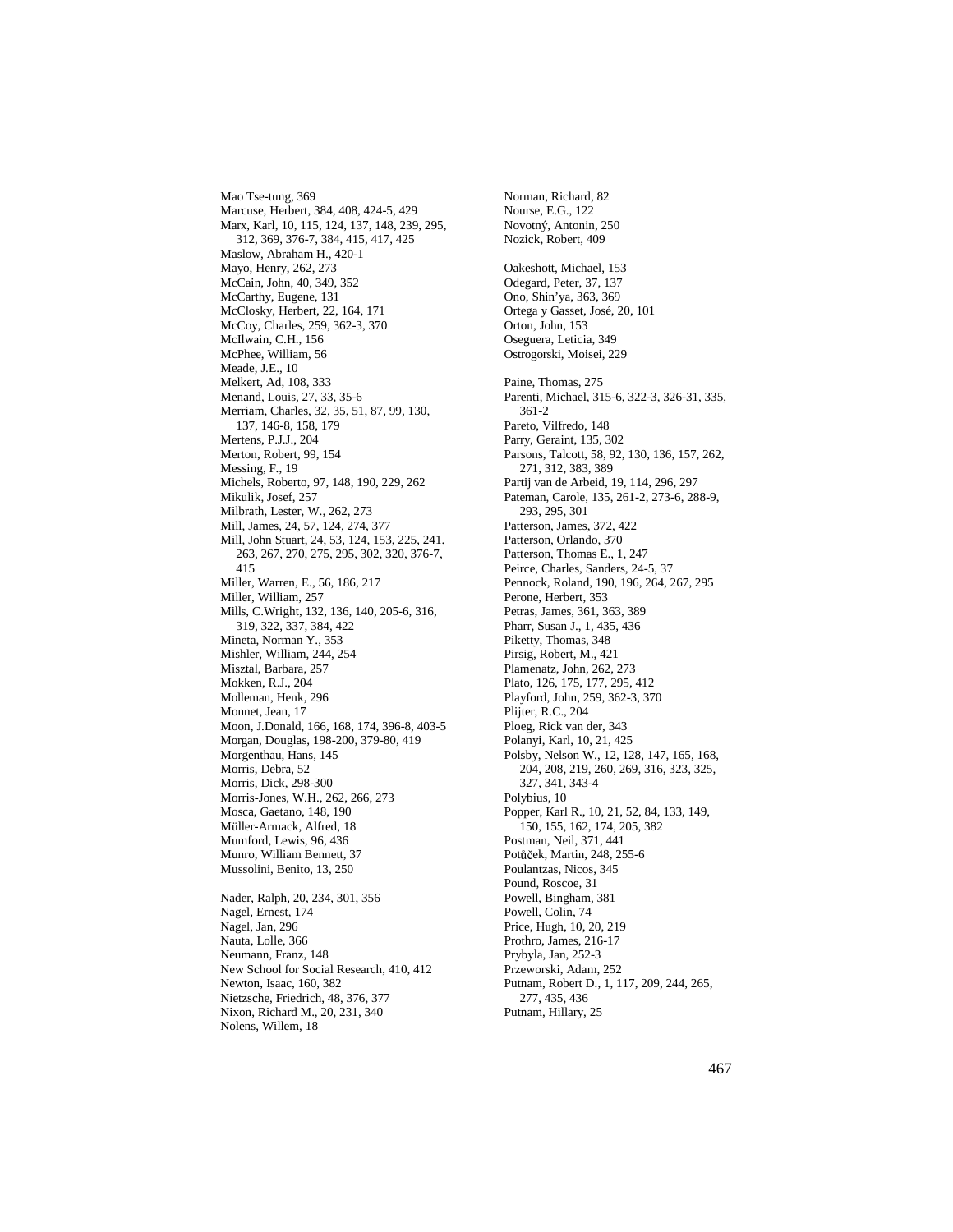Mao Tse-tung, 369
Marcuse, Herbert, 384, 408, 424-5, 429
Marx, Karl, 10, 115, 124, 137, 148, 239, 295, 312, 369, 376-7, 384, 415, 417, 425
Maslow, Abraham H., 420-1
Mayo, Henry, 262, 273
McCain, John, 40, 349, 352
McCarthy, Eugene, 131
McClosky, Herbert, 22, 164, 171
McCoy, Charles, 259, 362-3, 370
McIlwain, C.H., 156
McPhee, William, 56
Meade, J.E., 10
Melkert, Ad, 108, 333
Menand, Louis, 27, 33, 35-6
Merriam, Charles, 32, 35, 51, 87, 99, 130, 137, 146-8, 158, 179
Mertens, P.J.J., 204
Merton, Robert, 99, 154
Messing, F., 19
Michels, Roberto, 97, 148, 190, 229, 262
Mikulik, Josef, 257
Milbrath, Lester, W., 262, 273
Mill, James, 24, 57, 124, 274, 377
Mill, John Stuart, 24, 53, 124, 153, 225, 241. 263, 267, 270, 275, 295, 302, 320, 376-7, 415
Miller, Warren, E., 56, 186, 217
Miller, William, 257
Mills, C.Wright, 132, 136, 140, 205-6, 316, 319, 322, 337, 384, 422
Mineta, Norman Y., 353
Mishler, William, 244, 254
Misztal, Barbara, 257
Mokken, R.J., 204
Molleman, Henk, 296
Monnet, Jean, 17
Moon, J.Donald, 166, 168, 174, 396-8, 403-5
Morgan, Douglas, 198-200, 379-80, 419
Morgenthau, Hans, 145
Morris, Debra, 52
Morris, Dick, 298-300
Morris-Jones, W.H., 262, 266, 273
Mosca, Gaetano, 148, 190
Müller-Armack, Alfred, 18
Mumford, Lewis, 96, 436
Munro, William Bennett, 37
Mussolini, Benito, 13, 250

Nader, Ralph, 20, 234, 301, 356
Nagel, Ernest, 174
Nagel, Jan, 296
Nauta, Lolle, 366
Neumann, Franz, 148
New School for Social Research, 410, 412
Newton, Isaac, 160, 382
Nietzsche, Friedrich, 48, 376, 377
Nixon, Richard M., 20, 231, 340
Nolens, Willem, 18
Norman, Richard, 82
Nourse, E.G., 122
Novotný, Antonin, 250
Nozick, Robert, 409

Oakeshott, Michael, 153
Odegard, Peter, 37, 137
Ono, Shin'ya, 363, 369
Ortega y Gasset, José, 20, 101
Orton, John, 153
Oseguera, Leticia, 349
Ostrogorski, Moisei, 229

Paine, Thomas, 275
Parenti, Michael, 315-6, 322-3, 326-31, 335, 361-2
Pareto, Vilfredo, 148
Parry, Geraint, 135, 302
Parsons, Talcott, 58, 92, 130, 136, 157, 262, 271, 312, 383, 389
Partij van de Arbeid, 19, 114, 296, 297
Pateman, Carole, 135, 261-2, 273-6, 288-9, 293, 295, 301
Patterson, James, 372, 422
Patterson, Orlando, 370
Patterson, Thomas E., 1, 247
Peirce, Charles, Sanders, 24-5, 37
Pennock, Roland, 190, 196, 264, 267, 295
Perone, Herbert, 353
Petras, James, 361, 363, 389
Pharr, Susan J., 1, 435, 436
Piketty, Thomas, 348
Pirsig, Robert, M., 421
Plamenatz, John, 262, 273
Plato, 126, 175, 177, 295, 412
Playford, John, 259, 362-3, 370
Plijter, R.C., 204
Ploeg, Rick van der, 343
Polanyi, Karl, 10, 21, 425
Polsby, Nelson W., 12, 128, 147, 165, 168, 204, 208, 219, 260, 269, 316, 323, 325, 327, 341, 343-4
Polybius, 10
Popper, Karl R., 10, 21, 52, 84, 133, 149, 150, 155, 162, 174, 205, 382
Postman, Neil, 371, 441
Potůček, Martin, 248, 255-6
Poulantzas, Nicos, 345
Pound, Roscoe, 31
Powell, Bingham, 381
Powell, Colin, 74
Price, Hugh, 10, 20, 219
Prothro, James, 216-17
Prybyla, Jan, 252-3
Przeworski, Adam, 252
Putnam, Robert D., 1, 117, 209, 244, 265, 277, 435, 436
Putnam, Hillary, 25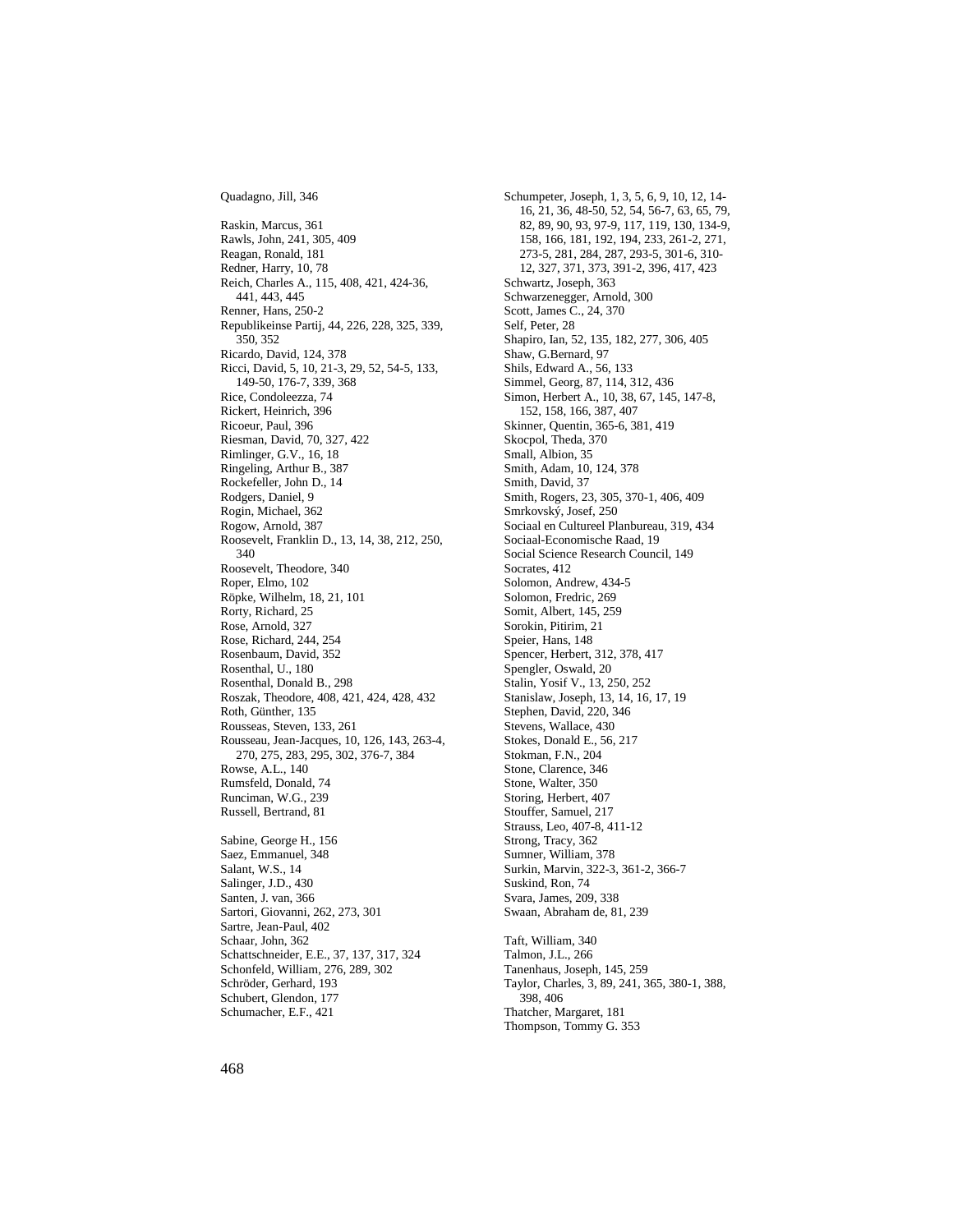Quadagno, Jill, 346

Raskin, Marcus, 361
Rawls, John, 241, 305, 409
Reagan, Ronald, 181
Redner, Harry, 10, 78
Reich, Charles A., 115, 408, 421, 424-36, 441, 443, 445
Renner, Hans, 250-2
Republikeinse Partij, 44, 226, 228, 325, 339, 350, 352
Ricardo, David, 124, 378
Ricci, David, 5, 10, 21-3, 29, 52, 54-5, 133, 149-50, 176-7, 339, 368
Rice, Condoleezza, 74
Rickert, Heinrich, 396
Ricoeur, Paul, 396
Riesman, David, 70, 327, 422
Rimlinger, G.V., 16, 18
Ringeling, Arthur B., 387
Rockefeller, John D., 14
Rodgers, Daniel, 9
Rogin, Michael, 362
Rogow, Arnold, 387
Roosevelt, Franklin D., 13, 14, 38, 212, 250, 340
Roosevelt, Theodore, 340
Roper, Elmo, 102
Röpke, Wilhelm, 18, 21, 101
Rorty, Richard, 25
Rose, Arnold, 327
Rose, Richard, 244, 254
Rosenbaum, David, 352
Rosenthal, U., 180
Rosenthal, Donald B., 298
Roszak, Theodore, 408, 421, 424, 428, 432
Roth, Günther, 135
Rousseas, Steven, 133, 261
Rousseau, Jean-Jacques, 10, 126, 143, 263-4, 270, 275, 283, 295, 302, 376-7, 384
Rowse, A.L., 140
Rumsfeld, Donald, 74
Runciman, W.G., 239
Russell, Bertrand, 81

Sabine, George H., 156
Saez, Emmanuel, 348
Salant, W.S., 14
Salinger, J.D., 430
Santen, J. van, 366
Sartori, Giovanni, 262, 273, 301
Sartre, Jean-Paul, 402
Schaar, John, 362
Schattschneider, E.E., 37, 137, 317, 324
Schonfeld, William, 276, 289, 302
Schröder, Gerhard, 193
Schubert, Glendon, 177
Schumacher, E.F., 421
Schumpeter, Joseph, 1, 3, 5, 6, 9, 10, 12, 14-16, 21, 36, 48-50, 52, 54, 56-7, 63, 65, 79, 82, 89, 90, 93, 97-9, 117, 119, 130, 134-9, 158, 166, 181, 192, 194, 233, 261-2, 271, 273-5, 281, 284, 287, 293-5, 301-6, 310-12, 327, 371, 373, 391-2, 396, 417, 423
Schwartz, Joseph, 363
Schwarzenegger, Arnold, 300
Scott, James C., 24, 370
Self, Peter, 28
Shapiro, Ian, 52, 135, 182, 277, 306, 405
Shaw, G.Bernard, 97
Shils, Edward A., 56, 133
Simmel, Georg, 87, 114, 312, 436
Simon, Herbert A., 10, 38, 67, 145, 147-8, 152, 158, 166, 387, 407
Skinner, Quentin, 365-6, 381, 419
Skocpol, Theda, 370
Small, Albion, 35
Smith, Adam, 10, 124, 378
Smith, David, 37
Smith, Rogers, 23, 305, 370-1, 406, 409
Smrkovský, Josef, 250
Sociaal en Cultureel Planbureau, 319, 434
Sociaal-Economische Raad, 19
Social Science Research Council, 149
Socrates, 412
Solomon, Andrew, 434-5
Solomon, Fredric, 269
Somit, Albert, 145, 259
Sorokin, Pitirim, 21
Speier, Hans, 148
Spencer, Herbert, 312, 378, 417
Spengler, Oswald, 20
Stalin, Yosif V., 13, 250, 252
Stanislaw, Joseph, 13, 14, 16, 17, 19
Stephen, David, 220, 346
Stevens, Wallace, 430
Stokes, Donald E., 56, 217
Stokman, F.N., 204
Stone, Clarence, 346
Stone, Walter, 350
Storing, Herbert, 407
Stouffer, Samuel, 217
Strauss, Leo, 407-8, 411-12
Strong, Tracy, 362
Sumner, William, 378
Surkin, Marvin, 322-3, 361-2, 366-7
Suskind, Ron, 74
Svara, James, 209, 338
Swaan, Abraham de, 81, 239

Taft, William, 340
Talmon, J.L., 266
Tanenhaus, Joseph, 145, 259
Taylor, Charles, 3, 89, 241, 365, 380-1, 388, 398, 406
Thatcher, Margaret, 181
Thompson, Tommy G. 353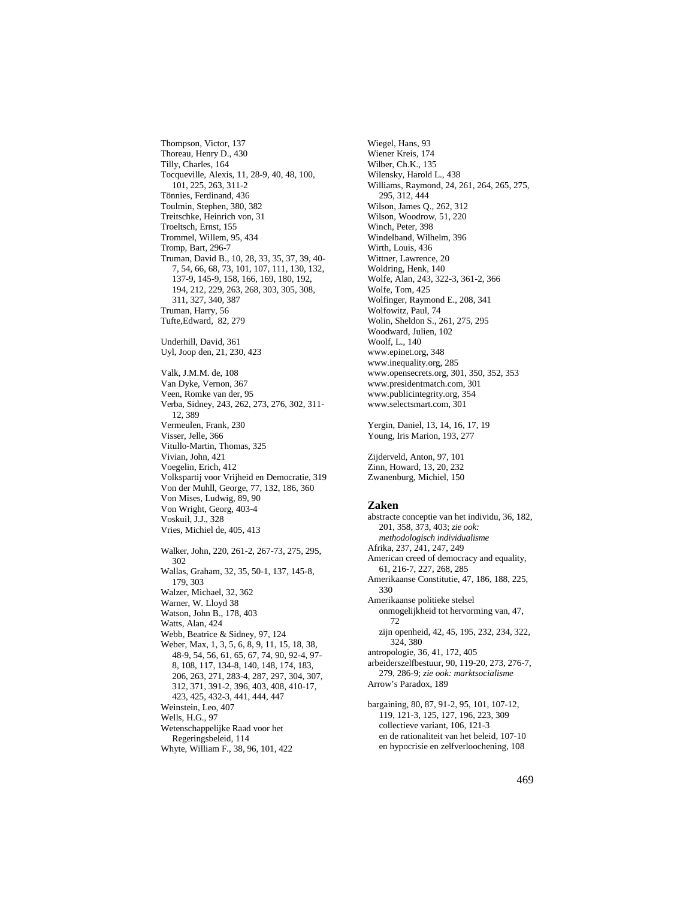Thompson, Victor, 137
Thoreau, Henry D., 430
Tilly, Charles, 164
Tocqueville, Alexis, 11, 28-9, 40, 48, 100, 101, 225, 263, 311-2
Tönnies, Ferdinand, 436
Toulmin, Stephen, 380, 382
Treitschke, Heinrich von, 31
Troeltsch, Ernst, 155
Trommel, Willem, 95, 434
Tromp, Bart, 296-7
Truman, David B., 10, 28, 33, 35, 37, 39, 40-7, 54, 66, 68, 73, 101, 107, 111, 130, 132, 137-9, 145-9, 158, 166, 169, 180, 192, 194, 212, 229, 263, 268, 303, 305, 308, 311, 327, 340, 387
Truman, Harry, 56
Tufte,Edward, 82, 279

Underhill, David, 361
Uyl, Joop den, 21, 230, 423

Valk, J.M.M. de, 108
Van Dyke, Vernon, 367
Veen, Romke van der, 95
Verba, Sidney, 243, 262, 273, 276, 302, 311-12, 389
Vermeulen, Frank, 230
Visser, Jelle, 366
Vitullo-Martin, Thomas, 325
Vivian, John, 421
Voegelin, Erich, 412
Volkspartij voor Vrijheid en Democratie, 319
Von der Muhll, George, 77, 132, 186, 360
Von Mises, Ludwig, 89, 90
Von Wright, Georg, 403-4
Voskuil, J.J., 328
Vries, Michiel de, 405, 413

Walker, John, 220, 261-2, 267-73, 275, 295, 302
Wallas, Graham, 32, 35, 50-1, 137, 145-8, 179, 303
Walzer, Michael, 32, 362
Warner, W. Lloyd 38
Watson, John B., 178, 403
Watts, Alan, 424
Webb, Beatrice & Sidney, 97, 124
Weber, Max, 1, 3, 5, 6, 8, 9, 11, 15, 18, 38, 48-9, 54, 56, 61, 65, 67, 74, 90, 92-4, 97-8, 108, 117, 134-8, 140, 148, 174, 183, 206, 263, 271, 283-4, 287, 297, 304, 307, 312, 371, 391-2, 396, 403, 408, 410-17, 423, 425, 432-3, 441, 444, 447
Weinstein, Leo, 407
Wells, H.G., 97
Wetenschappelijke Raad voor het Regeringsbeleid, 114
Whyte, William F., 38, 96, 101, 422

Wiegel, Hans, 93
Wiener Kreis, 174
Wilber, Ch.K., 135
Wilensky, Harold L., 438
Williams, Raymond, 24, 261, 264, 265, 275, 295, 312, 444
Wilson, James Q., 262, 312
Wilson, Woodrow, 51, 220
Winch, Peter, 398
Windelband, Wilhelm, 396
Wirth, Louis, 436
Wittner, Lawrence, 20
Woldring, Henk, 140
Wolfe, Alan, 243, 322-3, 361-2, 366
Wolfe, Tom, 425
Wolfinger, Raymond E., 208, 341
Wolfowitz, Paul, 74
Wolin, Sheldon S., 261, 275, 295
Woodward, Julien, 102
Woolf, L., 140
www.epinet.org, 348
www.inequality.org, 285
www.opensecrets.org, 301, 350, 352, 353
www.presidentmatch.com, 301
www.publicintegrity.org, 354
www.selectsmart.com, 301

Yergin, Daniel, 13, 14, 16, 17, 19
Young, Iris Marion, 193, 277

Zijderveld, Anton, 97, 101
Zinn, Howard, 13, 20, 232
Zwanenburg, Michiel, 150

## Zaken

abstracte conceptie van het individu, 36, 182, 201, 358, 373, 403; *zie ook: methodologisch individualisme*
Afrika, 237, 241, 247, 249
American creed of democracy and equality, 61, 216-7, 227, 268, 285
Amerikaanse Constitutie, 47, 186, 188, 225, 330
Amerikaanse politieke stelsel
  onmogelijkheid tot hervorming van, 47, 72
  zijn openheid, 42, 45, 195, 232, 234, 322, 324, 380
antropologie, 36, 41, 172, 405
arbeiderszelfbestuur, 90, 119-20, 273, 276-7, 279, 286-9; *zie ook: marktsocialisme*
Arrow's Paradox, 189

bargaining, 80, 87, 91-2, 95, 101, 107-12, 119, 121-3, 125, 127, 196, 223, 309
  collectieve variant, 106, 121-3
  en de rationaliteit van het beleid, 107-10
  en hypocrisie en zelfverloochening, 108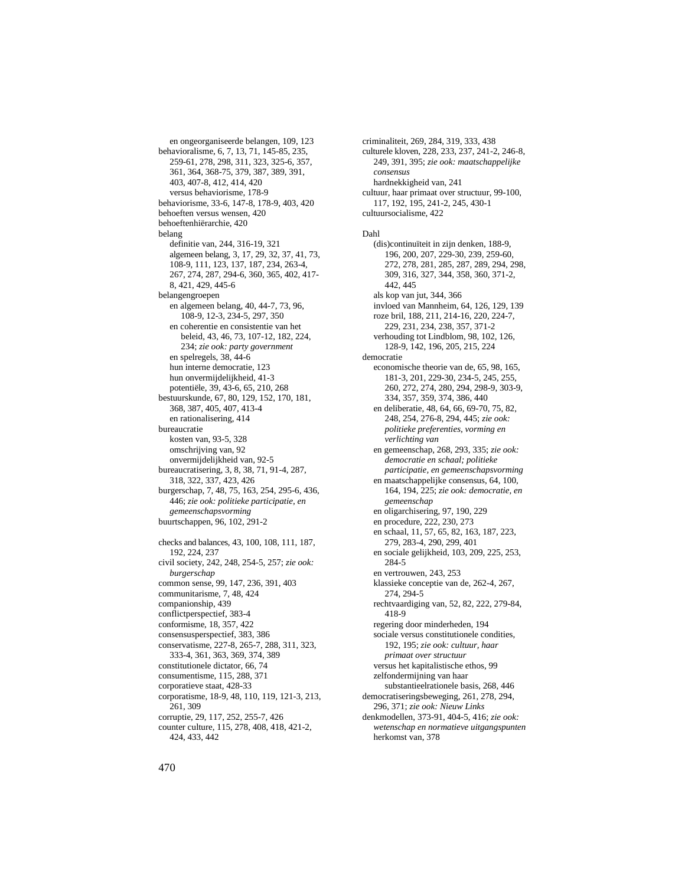en ongeorganiseerde belangen, 109, 123
behavioralisme, 6, 7, 13, 71, 145-85, 235, 259-61, 278, 298, 311, 323, 325-6, 357, 361, 364, 368-75, 379, 387, 389, 391, 403, 407-8, 412, 414, 420
    versus behaviorisme, 178-9
behaviorisme, 33-6, 147-8, 178-9, 403, 420
behoeften versus wensen, 420
behoeftenhiërarchie, 420
belang
    definitie van, 244, 316-19, 321
    algemeen belang, 3, 17, 29, 32, 37, 41, 73, 108-9, 111, 123, 137, 187, 234, 263-4, 267, 274, 287, 294-6, 360, 365, 402, 417-8, 421, 429, 445-6
belangengroepen
    en algemeen belang, 40, 44-7, 73, 96, 108-9, 12-3, 234-5, 297, 350
    en coherentie en consistentie van het beleid, 43, 46, 73, 107-12, 182, 224, 234; *zie ook: party government*
    en spelregels, 38, 44-6
    hun interne democratie, 123
    hun onvermijdelijkheid, 41-3
    potentiële, 39, 43-6, 65, 210, 268
bestuurskunde, 67, 80, 129, 152, 170, 181, 368, 387, 405, 407, 413-4
    en rationalisering, 414
bureaucratie
    kosten van, 93-5, 328
    omschrijving van, 92
    onvermijdelijkheid van, 92-5
bureaucratisering, 3, 8, 38, 71, 91-4, 287, 318, 322, 337, 423, 426
burgerschap, 7, 48, 75, 163, 254, 295-6, 436, 446; *zie ook: politieke participatie, en gemeenschapsvorming*
buurtschappen, 96, 102, 291-2

checks and balances, 43, 100, 108, 111, 187, 192, 224, 237
civil society, 242, 248, 254-5, 257; *zie ook: burgerschap*
common sense, 99, 147, 236, 391, 403
communitarisme, 7, 48, 424
companionship, 439
conflictperspectief, 383-4
conformisme, 18, 357, 422
consensusperspectief, 383, 386
conservatisme, 227-8, 265-7, 288, 311, 323, 333-4, 361, 363, 369, 374, 389
constitutionele dictator, 66, 74
consumentisme, 115, 288, 371
corporatieve staat, 428-33
corporatisme, 18-9, 48, 110, 119, 121-3, 213, 261, 309
corruptie, 29, 117, 252, 255-7, 426
counter culture, 115, 278, 408, 418, 421-2, 424, 433, 442

criminaliteit, 269, 284, 319, 333, 438
culturele kloven, 228, 233, 237, 241-2, 246-8, 249, 391, 395; *zie ook: maatschappelijke consensus*
    hardnekkigheid van, 241
cultuur, haar primaat over structuur, 99-100, 117, 192, 195, 241-2, 245, 430-1
cultuursocialisme, 422

Dahl
    (dis)continuïteit in zijn denken, 188-9, 196, 200, 207, 229-30, 239, 259-60, 272, 278, 281, 285, 287, 289, 294, 298, 309, 316, 327, 344, 358, 360, 371-2, 442, 445
    als kop van jut, 344, 366
    invloed van Mannheim, 64, 126, 129, 139
    roze bril, 188, 211, 214-16, 220, 224-7, 229, 231, 234, 238, 357, 371-2
    verhouding tot Lindblom, 98, 102, 126, 128-9, 142, 196, 205, 215, 224
democratie
    economische theorie van de, 65, 98, 165, 181-3, 201, 229-30, 234-5, 245, 255, 260, 272, 274, 280, 294, 298-9, 303-9, 334, 357, 359, 374, 386, 440
    en deliberatie, 48, 64, 66, 69-70, 75, 82, 248, 254, 276-8, 294, 445; *zie ook: politieke preferenties, vorming en verlichting van*
    en gemeenschap, 268, 293, 335; *zie ook: democratie en schaal; politieke participatie, en gemeenschapsvorming*
    en maatschappelijke consensus, 64, 100, 164, 194, 225; *zie ook: democratie, en gemeenschap*
    en oligarchisering, 97, 190, 229
    en procedure, 222, 230, 273
    en schaal, 11, 57, 65, 82, 163, 187, 223, 279, 283-4, 290, 299, 401
    en sociale gelijkheid, 103, 209, 225, 253, 284-5
    en vertrouwen, 243, 253
    klassieke conceptie van de, 262-4, 267, 274, 294-5
    rechtvaardiging van, 52, 82, 222, 279-84, 418-9
    regering door minderheden, 194
    sociale versus constitutionele condities, 192, 195; *zie ook: cultuur, haar primaat over structuur*
    versus het kapitalistische ethos, 99
    zelfondermijning van haar substantieelrationele basis, 268, 446
democratiseringsbeweging, 261, 278, 294, 296, 371; *zie ook: Nieuw Links*
denkmodellen, 373-91, 404-5, 416; *zie ook: wetenschap en normatieve uitgangspunten*
    herkomst van, 378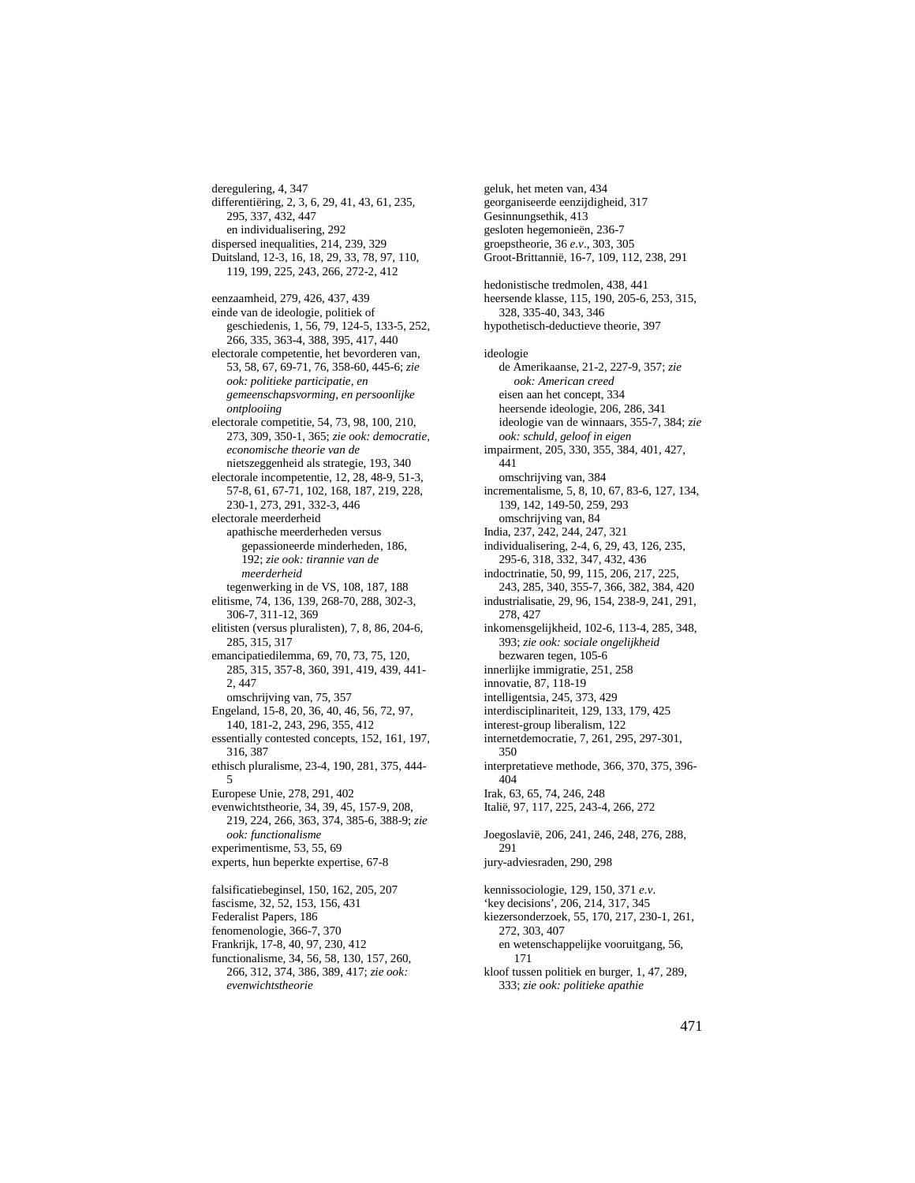deregulering, 4, 347
differentiëring, 2, 3, 6, 29, 41, 43, 61, 235, 295, 337, 432, 447
  en individualisering, 292
dispersed inequalities, 214, 239, 329
Duitsland, 12-3, 16, 18, 29, 33, 78, 97, 110, 119, 199, 225, 243, 266, 272-2, 412

eenzaamheid, 279, 426, 437, 439
einde van de ideologie, politiek of geschiedenis, 1, 56, 79, 124-5, 133-5, 252, 266, 335, 363-4, 388, 395, 417, 440
electorale competentie, het bevorderen van, 53, 58, 67, 69-71, 76, 358-60, 445-6; *zie ook: politieke participatie, en gemeenschapsvorming, en persoonlijke ontplooiing*
electorale competitie, 54, 73, 98, 100, 210, 273, 309, 350-1, 365; *zie ook: democratie, economische theorie van de*
  nietszeggenheid als strategie, 193, 340
electorale incompetentie, 12, 28, 48-9, 51-3, 57-8, 61, 67-71, 102, 168, 187, 219, 228, 230-1, 273, 291, 332-3, 446
electorale meerderheid
  apathische meerderheden versus gepassioneerde minderheden, 186, 192; *zie ook: tirannie van de meerderheid*
  tegenwerking in de VS, 108, 187, 188
elitisme, 74, 136, 139, 268-70, 288, 302-3, 306-7, 311-12, 369
elitisten (versus pluralisten), 7, 8, 86, 204-6, 285, 315, 317
emancipatiedilemma, 69, 70, 73, 75, 120, 285, 315, 357-8, 360, 391, 419, 439, 441-2, 447
  omschrijving van, 75, 357
Engeland, 15-8, 20, 36, 40, 46, 56, 72, 97, 140, 181-2, 243, 296, 355, 412
essentially contested concepts, 152, 161, 197, 316, 387
ethisch pluralisme, 23-4, 190, 281, 375, 444-5
Europese Unie, 278, 291, 402
evenwichtstheorie, 34, 39, 45, 157-9, 208, 219, 224, 266, 363, 374, 385-6, 388-9; *zie ook: functionalisme*
experimentisme, 53, 55, 69
experts, hun beperkte expertise, 67-8

falsificatiebeginsel, 150, 162, 205, 207
fascisme, 32, 52, 153, 156, 431
Federalist Papers, 186
fenomenologie, 366-7, 370
Frankrijk, 17-8, 40, 97, 230, 412
functionalisme, 34, 56, 58, 130, 157, 260, 266, 312, 374, 386, 389, 417; *zie ook: evenwichtstheorie*

geluk, het meten van, 434
georganiseerde eenzijdigheid, 317
Gesinnungsethik, 413
gesloten hegemonieën, 236-7
groepstheorie, 36 *e.v.*, 303, 305
Groot-Brittannië, 16-7, 109, 112, 238, 291

hedonistische tredmolen, 438, 441
heersende klasse, 115, 190, 205-6, 253, 315, 328, 335-40, 343, 346
hypothetisch-deductieve theorie, 397

ideologie
  de Amerikaanse, 21-2, 227-9, 357; *zie ook: American creed*
  eisen aan het concept, 334
  heersende ideologie, 206, 286, 341
  ideologie van de winnaars, 355-7, 384; *zie ook: schuld, geloof in eigen*
impairment, 205, 330, 355, 384, 401, 427, 441
  omschrijving van, 384
incrementalisme, 5, 8, 10, 67, 83-6, 127, 134, 139, 142, 149-50, 259, 293
  omschrijving van, 84
India, 237, 242, 244, 247, 321
individualisering, 2-4, 6, 29, 43, 126, 235, 295-6, 318, 332, 347, 432, 436
indoctrinatie, 50, 99, 115, 206, 217, 225, 243, 285, 340, 355-7, 366, 382, 384, 420
industrialisatie, 29, 96, 154, 238-9, 241, 291, 278, 427
inkomensgelijkheid, 102-6, 113-4, 285, 348, 393; *zie ook: sociale ongelijkheid*
  bezwaren tegen, 105-6
innerlijke immigratie, 251, 258
innovatie, 87, 118-19
intelligentsia, 245, 373, 429
interdisciplinariteit, 129, 133, 179, 425
interest-group liberalism, 122
internetdemocratie, 7, 261, 295, 297-301, 350
interpretatieve methode, 366, 370, 375, 396-404
Irak, 63, 65, 74, 246, 248
Italië, 97, 117, 225, 243-4, 266, 272

Joegoslavië, 206, 241, 246, 248, 276, 288, 291
jury-adviesraden, 290, 298

kennissociologie, 129, 150, 371 *e.v.*
'key decisions', 206, 214, 317, 345
kiezersonderzoek, 55, 170, 217, 230-1, 261, 272, 303, 407
  en wetenschappelijke vooruitgang, 56, 171
kloof tussen politiek en burger, 1, 47, 289, 333; *zie ook: politieke apathie*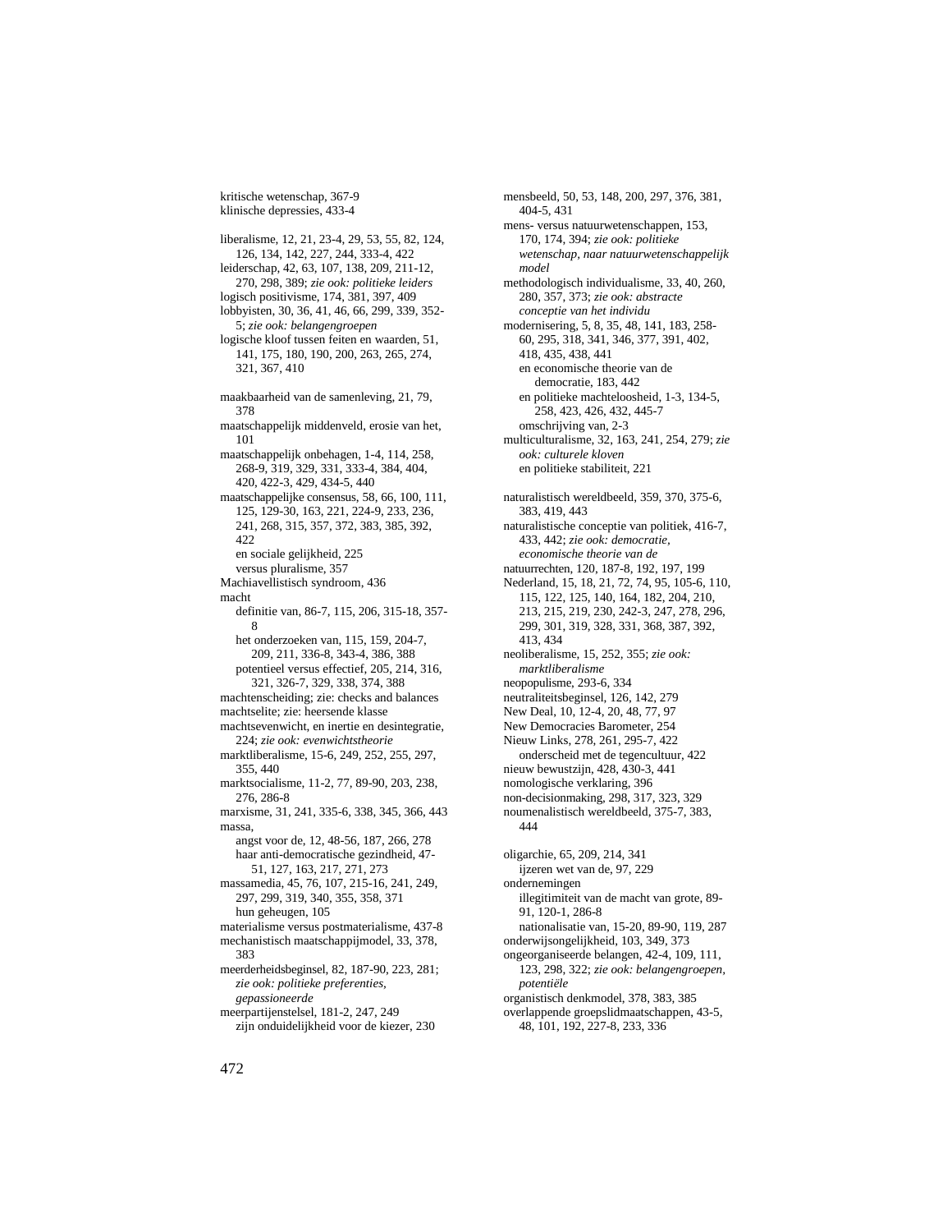kritische wetenschap, 367-9
klinische depressies, 433-4

liberalisme, 12, 21, 23-4, 29, 53, 55, 82, 124, 126, 134, 142, 227, 244, 333-4, 422
leiderschap, 42, 63, 107, 138, 209, 211-12, 270, 298, 389; *zie ook: politieke leiders*
logisch positivisme, 174, 381, 397, 409
lobbyisten, 30, 36, 41, 46, 66, 299, 339, 352-5; *zie ook: belangengroepen*
logische kloof tussen feiten en waarden, 51, 141, 175, 180, 190, 200, 263, 265, 274, 321, 367, 410

maakbaarheid van de samenleving, 21, 79, 378
maatschappelijk middenveld, erosie van het, 101
maatschappelijk onbehagen, 1-4, 114, 258, 268-9, 319, 329, 331, 333-4, 384, 404, 420, 422-3, 429, 434-5, 440
maatschappelijke consensus, 58, 66, 100, 111, 125, 129-30, 163, 221, 224-9, 233, 236, 241, 268, 315, 357, 372, 383, 385, 392, 422
  en sociale gelijkheid, 225
  versus pluralisme, 357
Machiavellistisch syndroom, 436
macht
  definitie van, 86-7, 115, 206, 315-18, 357-8
  het onderzoeken van, 115, 159, 204-7, 209, 211, 336-8, 343-4, 386, 388
  potentieel versus effectief, 205, 214, 316, 321, 326-7, 329, 338, 374, 388
machtenscheiding; zie: checks and balances
machtselite; zie: heersende klasse
machtsevenwicht, en inertie en desintegratie, 224; *zie ook: evenwichtstheorie*
marktliberalisme, 15-6, 249, 252, 255, 297, 355, 440
marktsocialisme, 11-2, 77, 89-90, 203, 238, 276, 286-8
marxisme, 31, 241, 335-6, 338, 345, 366, 443
massa,
  angst voor de, 12, 48-56, 187, 266, 278
  haar anti-democratische gezindheid, 47-51, 127, 163, 217, 271, 273
massamedia, 45, 76, 107, 215-16, 241, 249, 297, 299, 319, 340, 355, 358, 371
  hun geheugen, 105
materialisme versus postmaterialisme, 437-8
mechanistisch maatschappijmodel, 33, 378, 383
meerderheidsbeginsel, 82, 187-90, 223, 281; *zie ook: politieke preferenties, gepassioneerde*
meerpartijenstelsel, 181-2, 247, 249
  zijn onduidelijkheid voor de kiezer, 230

mensbeeld, 50, 53, 148, 200, 297, 376, 381, 404-5, 431
mens- versus natuurwetenschappen, 153, 170, 174, 394; *zie ook: politieke wetenschap, naar natuurwetenschappelijk model*
methodologisch individualisme, 33, 40, 260, 280, 357, 373; *zie ook: abstracte conceptie van het individu*
modernisering, 5, 8, 35, 48, 141, 183, 258-60, 295, 318, 341, 346, 377, 391, 402, 418, 435, 438, 441
  en economische theorie van de democratie, 183, 442
  en politieke machteloosheid, 1-3, 134-5, 258, 423, 426, 432, 445-7
  omschrijving van, 2-3
multiculturalisme, 32, 163, 221, 241, 254, 279; *zie ook: culturele kloven*
  en politieke stabiliteit, 221

naturalistisch wereldbeeld, 359, 370, 375-6, 383, 419, 443
naturalistische conceptie van politiek, 416-7, 433, 442; *zie ook: democratie, economische theorie van de*
natuurrechten, 120, 187-8, 192, 197, 199
Nederland, 15, 18, 21, 72, 74, 95, 105-6, 110, 115, 122, 125, 140, 164, 182, 204, 210, 213, 215, 219, 230, 242-3, 247, 278, 296, 299, 301, 319, 328, 331, 368, 387, 392, 413, 434
neoliberalisme, 15, 252, 355; *zie ook: marktliberalisme*
neopopulisme, 293-6, 334
neutraliteitsbeginsel, 126, 142, 279
New Deal, 10, 12-4, 20, 48, 77, 97
New Democracies Barometer, 254
Nieuw Links, 278, 261, 295-7, 422
  onderscheid met de tegencultuur, 422
nieuw bewustzijn, 428, 430-3, 441
nomologische verklaring, 396
non-decisionmaking, 298, 317, 323, 329
noumenalistisch wereldbeeld, 375-7, 383, 444

oligarchie, 65, 209, 214, 341
  ijzeren wet van de, 97, 229
ondernemingen
  illegitimiteit van de macht van grote, 89-91, 120-1, 286-8
  nationalisatie van, 15-20, 89-90, 119, 287
onderwijsongelijkheid, 103, 349, 373
ongeorganiseerde belangen, 42-4, 109, 111, 123, 298, 322; *zie ook: belangengroepen, potentiële*
organistisch denkmodel, 378, 383, 385
overlappende groepslidmaatschappen, 43-5, 48, 101, 192, 227-8, 233, 336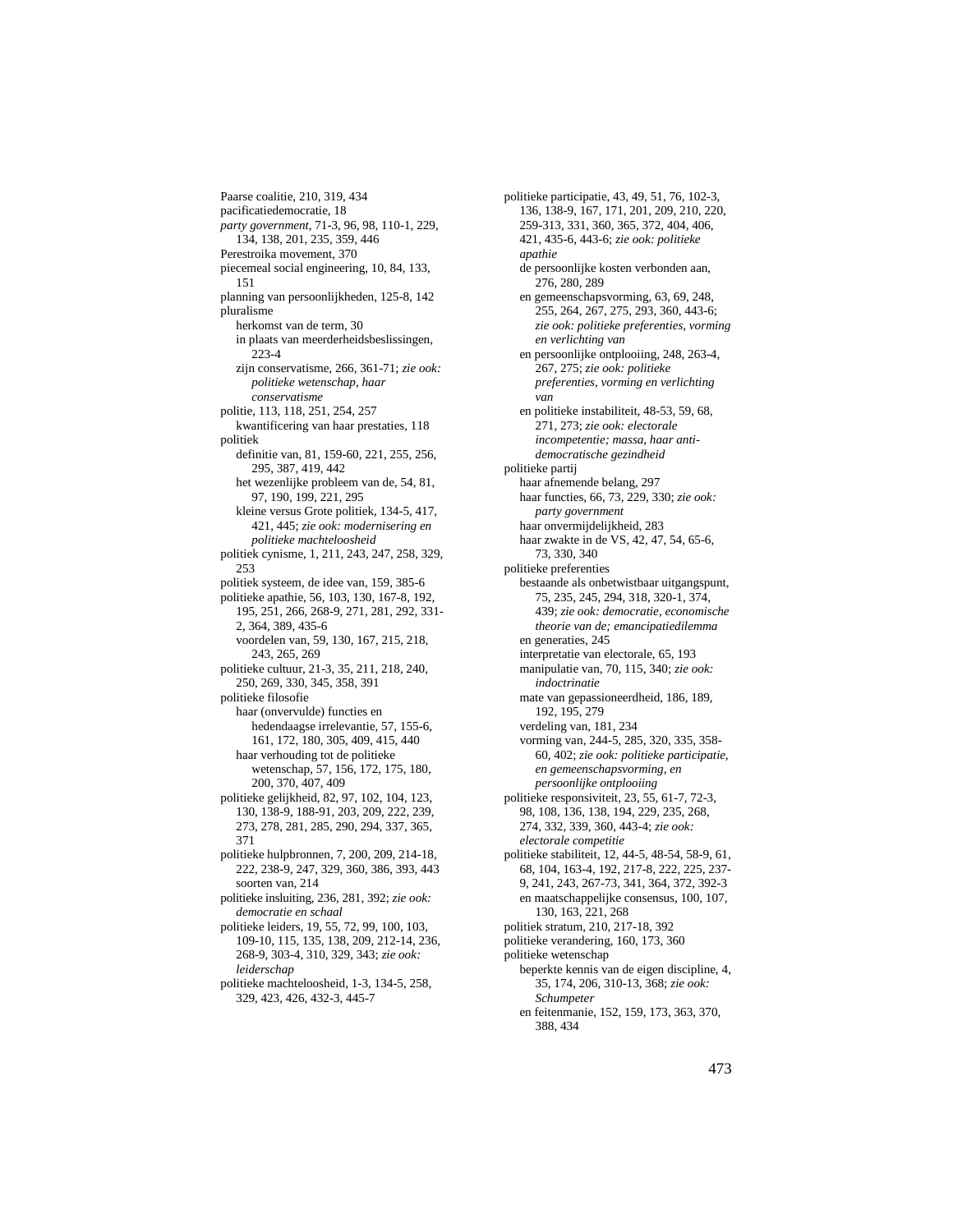Paarse coalitie, 210, 319, 434
pacificatiedemocratie, 18
*party government*, 71-3, 96, 98, 110-1, 229, 134, 138, 201, 235, 359, 446
Perestroika movement, 370
piecemeal social engineering, 10, 84, 133, 151
planning van persoonlijkheden, 125-8, 142
pluralisme
  herkomst van de term, 30
  in plaats van meerderheidsbeslissingen, 223-4
  zijn conservatisme, 266, 361-71; *zie ook: politieke wetenschap, haar conservatisme*
politie, 113, 118, 251, 254, 257
  kwantificering van haar prestaties, 118
politiek
  definitie van, 81, 159-60, 221, 255, 256, 295, 387, 419, 442
  het wezenlijke probleem van de, 54, 81, 97, 190, 199, 221, 295
  kleine versus Grote politiek, 134-5, 417, 421, 445; *zie ook: modernisering en politieke machteloosheid*
politiek cynisme, 1, 211, 243, 247, 258, 329, 253
politiek systeem, de idee van, 159, 385-6
politieke apathie, 56, 103, 130, 167-8, 192, 195, 251, 266, 268-9, 271, 281, 292, 331-2, 364, 389, 435-6
  voordelen van, 59, 130, 167, 215, 218, 243, 265, 269
politieke cultuur, 21-3, 35, 211, 218, 240, 250, 269, 330, 345, 358, 391
politieke filosofie
  haar (onvervulde) functies en hedendaagse irrelevantie, 57, 155-6, 161, 172, 180, 305, 409, 415, 440
  haar verhouding tot de politieke wetenschap, 57, 156, 172, 175, 180, 200, 370, 407, 409
politieke gelijkheid, 82, 97, 102, 104, 123, 130, 138-9, 188-91, 203, 209, 222, 239, 273, 278, 281, 285, 290, 294, 337, 365, 371
politieke hulpbronnen, 7, 200, 209, 214-18, 222, 238-9, 247, 329, 360, 386, 393, 443
  soorten van, 214
politieke insluiting, 236, 281, 392; *zie ook: democratie en schaal*
politieke leiders, 19, 55, 72, 99, 100, 103, 109-10, 115, 135, 138, 209, 212-14, 236, 268-9, 303-4, 310, 329, 343; *zie ook: leiderschap*
politieke machteloosheid, 1-3, 134-5, 258, 329, 423, 426, 432-3, 445-7
politieke participatie, 43, 49, 51, 76, 102-3, 136, 138-9, 167, 171, 201, 209, 210, 220, 259-313, 331, 360, 365, 372, 404, 406, 421, 435-6, 443-6; *zie ook: politieke apathie*
  de persoonlijke kosten verbonden aan, 276, 280, 289
  en gemeenschapsvorming, 63, 69, 248, 255, 264, 267, 275, 293, 360, 443-6; *zie ook: politieke preferenties, vorming en verlichting van*
  en persoonlijke ontplooiing, 248, 263-4, 267, 275; *zie ook: politieke preferenties, vorming en verlichting van*
  en politieke instabiliteit, 48-53, 59, 68, 271, 273; *zie ook: electorale incompetentie; massa, haar anti-democratische gezindheid*
politieke partij
  haar afnemende belang, 297
  haar functies, 66, 73, 229, 330; *zie ook: party government*
  haar onvermijdelijkheid, 283
  haar zwakte in de VS, 42, 47, 54, 65-6, 73, 330, 340
politieke preferenties
  bestaande als onbetwistbaar uitgangspunt, 75, 235, 245, 294, 318, 320-1, 374, 439; *zie ook: democratie, economische theorie van de; emancipatiedilemma*
  en generaties, 245
  interpretatie van electorale, 65, 193
  manipulatie van, 70, 115, 340; *zie ook: indoctrinatie*
  mate van gepassioneerdheid, 186, 189, 192, 195, 279
  verdeling van, 181, 234
  vorming van, 244-5, 285, 320, 335, 358-60, 402; *zie ook: politieke participatie, en gemeenschapsvorming, en persoonlijke ontplooiing*
politieke responsiviteit, 23, 55, 61-7, 72-3, 98, 108, 136, 138, 194, 229, 235, 268, 274, 332, 339, 360, 443-4; *zie ook: electorale competitie*
politieke stabiliteit, 12, 44-5, 48-54, 58-9, 61, 68, 104, 163-4, 192, 217-8, 222, 225, 237-9, 241, 243, 267-73, 341, 364, 372, 392-3
  en maatschappelijke consensus, 100, 107, 130, 163, 221, 268
politiek stratum, 210, 217-18, 392
politieke verandering, 160, 173, 360
politieke wetenschap
  beperkte kennis van de eigen discipline, 4, 35, 174, 206, 310-13, 368; *zie ook: Schumpeter*
  en feitenmanie, 152, 159, 173, 363, 370, 388, 434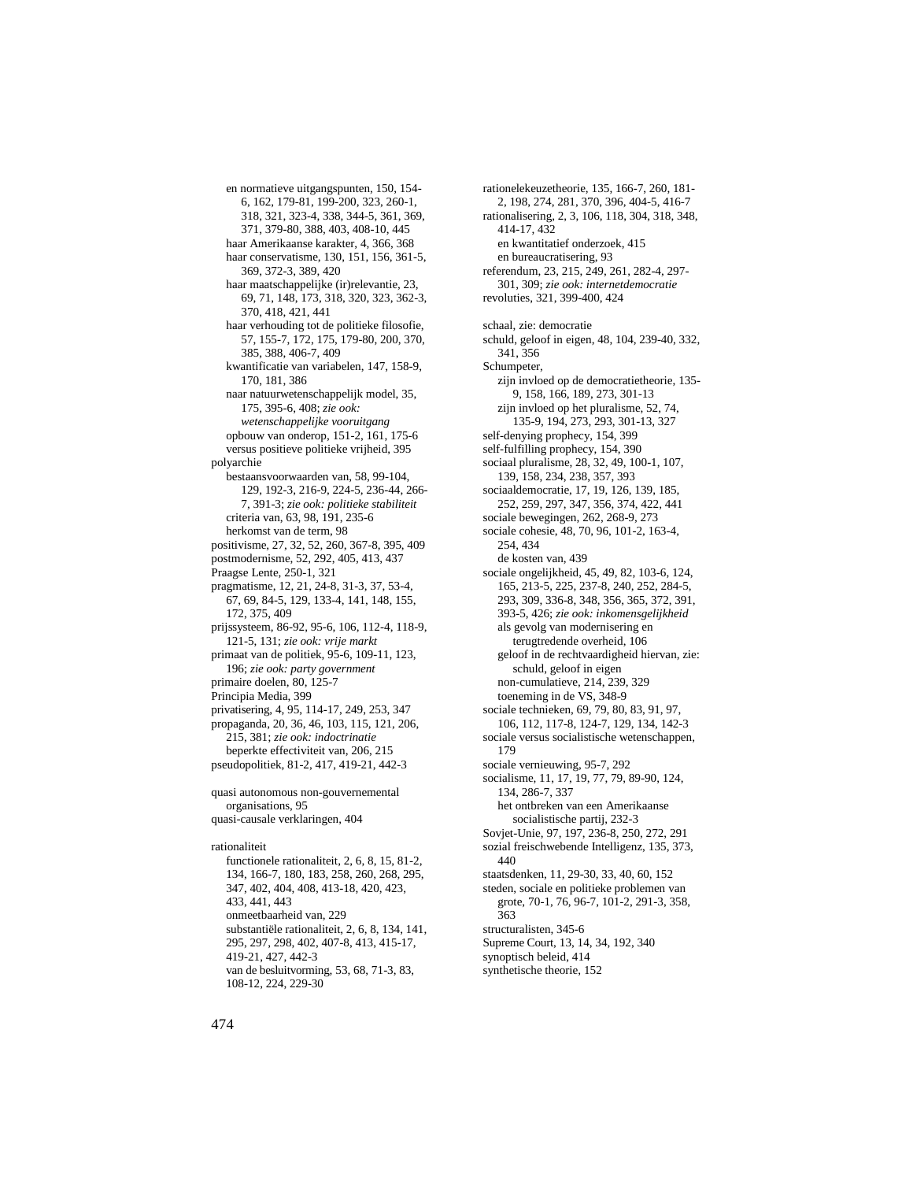en normatieve uitgangspunten, 150, 154-6, 162, 179-81, 199-200, 323, 260-1, 318, 321, 323-4, 338, 344-5, 361, 369, 371, 379-80, 388, 403, 408-10, 445
  haar Amerikaanse karakter, 4, 366, 368
  haar conservatisme, 130, 151, 156, 361-5, 369, 372-3, 389, 420
  haar maatschappelijke (ir)relevantie, 23, 69, 71, 148, 173, 318, 320, 323, 362-3, 370, 418, 421, 441
  haar verhouding tot de politieke filosofie, 57, 155-7, 172, 175, 179-80, 200, 370, 385, 388, 406-7, 409
  kwantificatie van variabelen, 147, 158-9, 170, 181, 386
  naar natuurwetenschappelijk model, 35, 175, 395-6, 408; *zie ook: wetenschappelijke vooruitgang*
  opbouw van onderop, 151-2, 161, 175-6
  versus positieve politieke vrijheid, 395

polyarchie
  bestaansvoorwaarden van, 58, 99-104, 129, 192-3, 216-9, 224-5, 236-44, 266-7, 391-3; *zie ook: politieke stabiliteit*
  criteria van, 63, 98, 191, 235-6
  herkomst van de term, 98

positivisme, 27, 32, 52, 260, 367-8, 395, 409
postmodernisme, 52, 292, 405, 413, 437
Praagse Lente, 250-1, 321
pragmatisme, 12, 21, 24-8, 31-3, 37, 53-4, 67, 69, 84-5, 129, 133-4, 141, 148, 155, 172, 375, 409
prijssysteem, 86-92, 95-6, 106, 112-4, 118-9, 121-5, 131; *zie ook: vrije markt*
primaat van de politiek, 95-6, 109-11, 123, 196; *zie ook: party government*
primaire doelen, 80, 125-7
Principia Media, 399
privatisering, 4, 95, 114-17, 249, 253, 347
propaganda, 20, 36, 46, 103, 115, 121, 206, 215, 381; *zie ook: indoctrinatie*
  beperkte effectiviteit van, 206, 215
pseudopolitiek, 81-2, 417, 419-21, 442-3

quasi autonomous non-gouvernemental organisations, 95
quasi-causale verklaringen, 404

rationaliteit
  functionele rationaliteit, 2, 6, 8, 15, 81-2, 134, 166-7, 180, 183, 258, 260, 268, 295, 347, 402, 404, 408, 413-18, 420, 423, 433, 441, 443
  onmeetbaarheid van, 229
  substantiële rationaliteit, 2, 6, 8, 134, 141, 295, 297, 298, 402, 407-8, 413, 415-17, 419-21, 427, 442-3
  van de besluitvorming, 53, 68, 71-3, 83, 108-12, 224, 229-30

rationelekeuzetheorie, 135, 166-7, 260, 181-2, 198, 274, 281, 370, 396, 404-5, 416-7
rationalisering, 2, 3, 106, 118, 304, 318, 348, 414-17, 432
  en kwantitatief onderzoek, 415
  en bureaucratisering, 93
referendum, 23, 215, 249, 261, 282-4, 297-301, 309; *zie ook: internetdemocratie*
revoluties, 321, 399-400, 424

schaal, zie: democratie
schuld, geloof in eigen, 48, 104, 239-40, 332, 341, 356
Schumpeter,
  zijn invloed op de democratietheorie, 135-9, 158, 166, 189, 273, 301-13
  zijn invloed op het pluralisme, 52, 74, 135-9, 194, 273, 293, 301-13, 327
self-denying prophecy, 154, 399
self-fulfilling prophecy, 154, 390
sociaal pluralisme, 28, 32, 49, 100-1, 107, 139, 158, 234, 238, 357, 393
sociaaldemocratie, 17, 19, 126, 139, 185, 252, 259, 297, 347, 356, 374, 422, 441
sociale bewegingen, 262, 268-9, 273
sociale cohesie, 48, 70, 96, 101-2, 163-4, 254, 434
  de kosten van, 439
sociale ongelijkheid, 45, 49, 82, 103-6, 124, 165, 213-5, 225, 237-8, 240, 252, 284-5, 293, 309, 336-8, 348, 356, 365, 372, 391, 393-5, 426; *zie ook: inkomensgelijkheid*
  als gevolg van modernisering en terugtredende overheid, 106
  geloof in de rechtvaardigheid hiervan, zie: schuld, geloof in eigen
  non-cumulatieve, 214, 239, 329
  toeneming in de VS, 348-9
sociale technieken, 69, 79, 80, 83, 91, 97, 106, 112, 117-8, 124-7, 129, 134, 142-3
sociale versus socialistische wetenschappen, 179
sociale vernieuwing, 95-7, 292
socialisme, 11, 17, 19, 77, 79, 89-90, 124, 134, 286-7, 337
  het ontbreken van een Amerikaanse socialistische partij, 232-3
Sovjet-Unie, 97, 197, 236-8, 250, 272, 291
sozial freischwebende Intelligenz, 135, 373, 440
staatsdenken, 11, 29-30, 33, 40, 60, 152
steden, sociale en politieke problemen van grote, 70-1, 76, 96-7, 101-2, 291-3, 358, 363
structuralisten, 345-6
Supreme Court, 13, 14, 34, 192, 340
synoptisch beleid, 414
synthetische theorie, 152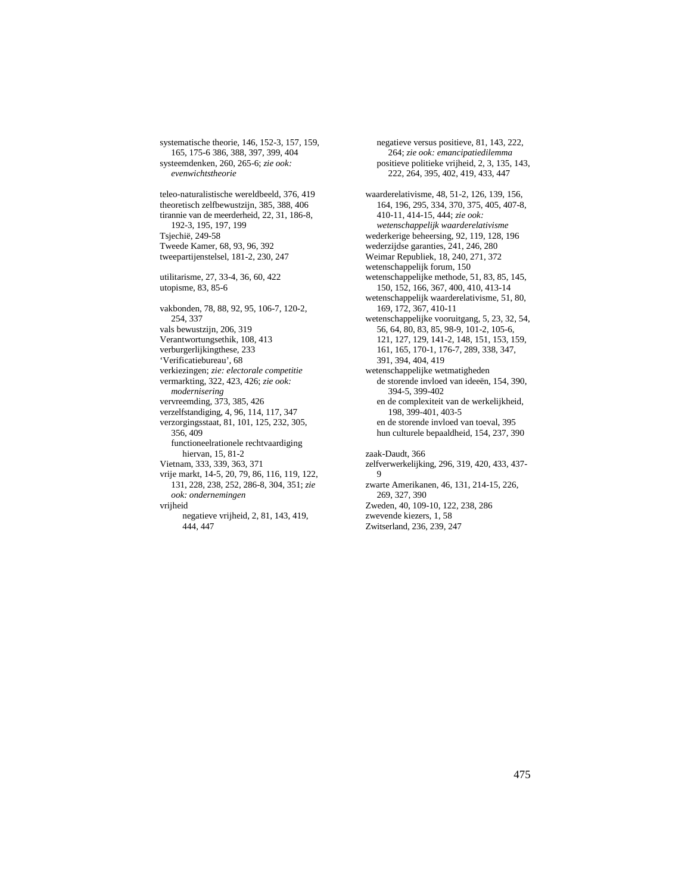systematische theorie, 146, 152-3, 157, 159, 165, 175-6 386, 388, 397, 399, 404
systeemdenken, 260, 265-6; *zie ook: evenwichtstheorie*

teleo-naturalistische wereldbeeld, 376, 419
theoretisch zelfbewustzijn, 385, 388, 406
tirannie van de meerderheid, 22, 31, 186-8, 192-3, 195, 197, 199
Tsjechië, 249-58
Tweede Kamer, 68, 93, 96, 392
tweepartijenstelsel, 181-2, 230, 247

utilitarisme, 27, 33-4, 36, 60, 422
utopisme, 83, 85-6

vakbonden, 78, 88, 92, 95, 106-7, 120-2, 254, 337
vals bewustzijn, 206, 319
Verantwortungsethik, 108, 413
verburgerlijkingthese, 233
'Verificatiebureau', 68
verkiezingen; *zie: electorale competitie*
vermarkting, 322, 423, 426; *zie ook: modernisering*
vervreemding, 373, 385, 426
verzelfstandiging, 4, 96, 114, 117, 347
verzorgingsstaat, 81, 101, 125, 232, 305, 356, 409
- functioneelrationele rechtvaardiging hiervan, 15, 81-2

Vietnam, 333, 339, 363, 371
vrije markt, 14-5, 20, 79, 86, 116, 119, 122, 131, 228, 238, 252, 286-8, 304, 351; *zie ook: ondernemingen*
vrijheid
- negatieve vrijheid, 2, 81, 143, 419, 444, 447
- negatieve versus positieve, 81, 143, 222, 264; *zie ook: emancipatiedilemma*
- positieve politieke vrijheid, 2, 3, 135, 143, 222, 264, 395, 402, 419, 433, 447

waarderelativisme, 48, 51-2, 126, 139, 156, 164, 196, 295, 334, 370, 375, 405, 407-8, 410-11, 414-15, 444; *zie ook: wetenschappelijk waarderelativisme*
wederkerige beheersing, 92, 119, 128, 196
wederzijdse garanties, 241, 246, 280
Weimar Republiek, 18, 240, 271, 372
wetenschappelijk forum, 150
wetenschappelijke methode, 51, 83, 85, 145, 150, 152, 166, 367, 400, 410, 413-14
wetenschappelijk waarderelativisme, 51, 80, 169, 172, 367, 410-11
wetenschappelijke vooruitgang, 5, 23, 32, 54, 56, 64, 80, 83, 85, 98-9, 101-2, 105-6, 121, 127, 129, 141-2, 148, 151, 153, 159, 161, 165, 170-1, 176-7, 289, 338, 347, 391, 394, 404, 419
wetenschappelijke wetmatigheden
- de storende invloed van ideeën, 154, 390, 394-5, 399-402
- en de complexiteit van de werkelijkheid, 198, 399-401, 403-5
- en de storende invloed van toeval, 395
- hun culturele bepaaldheid, 154, 237, 390

zaak-Daudt, 366
zelfverwerkelijking, 296, 319, 420, 433, 437-9
zwarte Amerikanen, 46, 131, 214-15, 226, 269, 327, 390
Zweden, 40, 109-10, 122, 238, 286
zwevende kiezers, 1, 58
Zwitserland, 236, 239, 247